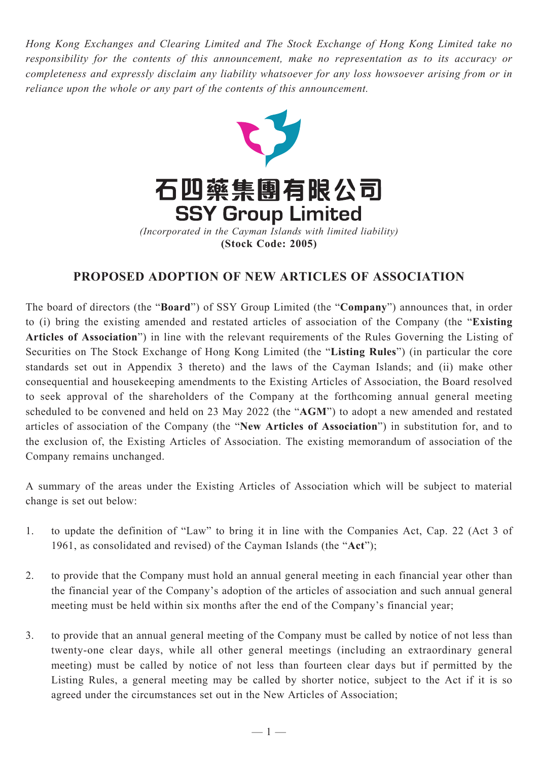*Hong Kong Exchanges and Clearing Limited and The Stock Exchange of Hong Kong Limited take no responsibility for the contents of this announcement, make no representation as to its accuracy or completeness and expressly disclaim any liability whatsoever for any loss howsoever arising from or in reliance upon the whole or any part of the contents of this announcement.*

# 石四藥集團有限公司
# SSY Group Limited

*(Incorporated in the Cayman Islands with limited liability)*
**(Stock Code: 2005)**

## PROPOSED ADOPTION OF NEW ARTICLES OF ASSOCIATION

The board of directors (the "**Board**") of SSY Group Limited (the "**Company**") announces that, in order to (i) bring the existing amended and restated articles of association of the Company (the "**Existing Articles of Association**") in line with the relevant requirements of the Rules Governing the Listing of Securities on The Stock Exchange of Hong Kong Limited (the "**Listing Rules**") (in particular the core standards set out in Appendix 3 thereto) and the laws of the Cayman Islands; and (ii) make other consequential and housekeeping amendments to the Existing Articles of Association, the Board resolved to seek approval of the shareholders of the Company at the forthcoming annual general meeting scheduled to be convened and held on 23 May 2022 (the "**AGM**") to adopt a new amended and restated articles of association of the Company (the "**New Articles of Association**") in substitution for, and to the exclusion of, the Existing Articles of Association. The existing memorandum of association of the Company remains unchanged.

A summary of the areas under the Existing Articles of Association which will be subject to material change is set out below:

1. to update the definition of "Law" to bring it in line with the Companies Act, Cap. 22 (Act 3 of 1961, as consolidated and revised) of the Cayman Islands (the "**Act**");

2. to provide that the Company must hold an annual general meeting in each financial year other than the financial year of the Company's adoption of the articles of association and such annual general meeting must be held within six months after the end of the Company's financial year;

3. to provide that an annual general meeting of the Company must be called by notice of not less than twenty-one clear days, while all other general meetings (including an extraordinary general meeting) must be called by notice of not less than fourteen clear days but if permitted by the Listing Rules, a general meeting may be called by shorter notice, subject to the Act if it is so agreed under the circumstances set out in the New Articles of Association;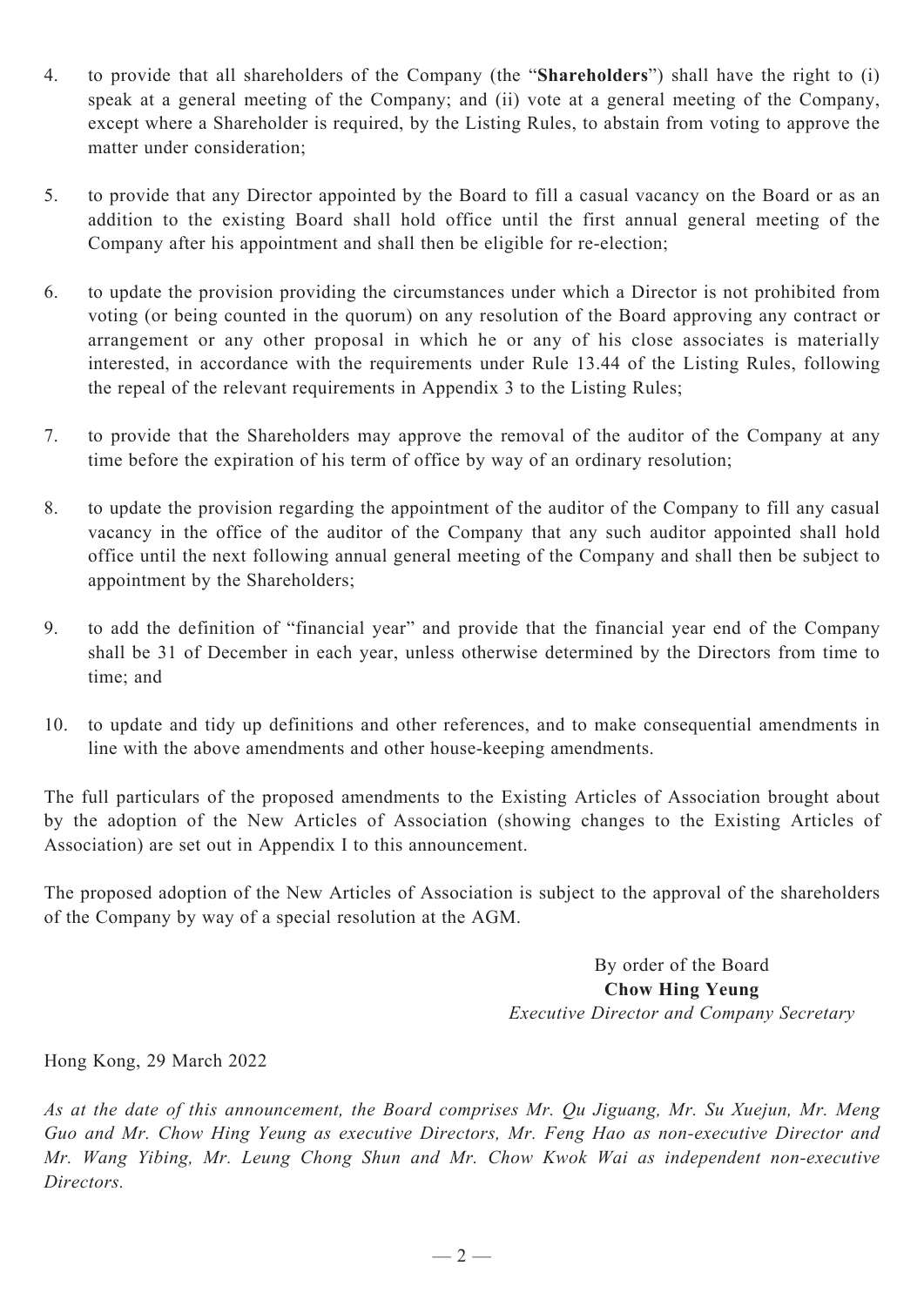4. to provide that all shareholders of the Company (the "**Shareholders**") shall have the right to (i) speak at a general meeting of the Company; and (ii) vote at a general meeting of the Company, except where a Shareholder is required, by the Listing Rules, to abstain from voting to approve the matter under consideration;

5. to provide that any Director appointed by the Board to fill a casual vacancy on the Board or as an addition to the existing Board shall hold office until the first annual general meeting of the Company after his appointment and shall then be eligible for re-election;

6. to update the provision providing the circumstances under which a Director is not prohibited from voting (or being counted in the quorum) on any resolution of the Board approving any contract or arrangement or any other proposal in which he or any of his close associates is materially interested, in accordance with the requirements under Rule 13.44 of the Listing Rules, following the repeal of the relevant requirements in Appendix 3 to the Listing Rules;

7. to provide that the Shareholders may approve the removal of the auditor of the Company at any time before the expiration of his term of office by way of an ordinary resolution;

8. to update the provision regarding the appointment of the auditor of the Company to fill any casual vacancy in the office of the auditor of the Company that any such auditor appointed shall hold office until the next following annual general meeting of the Company and shall then be subject to appointment by the Shareholders;

9. to add the definition of "financial year" and provide that the financial year end of the Company shall be 31 of December in each year, unless otherwise determined by the Directors from time to time; and

10. to update and tidy up definitions and other references, and to make consequential amendments in line with the above amendments and other house-keeping amendments.

The full particulars of the proposed amendments to the Existing Articles of Association brought about by the adoption of the New Articles of Association (showing changes to the Existing Articles of Association) are set out in Appendix I to this announcement.

The proposed adoption of the New Articles of Association is subject to the approval of the shareholders of the Company by way of a special resolution at the AGM.

By order of the Board
**Chow Hing Yeung**
*Executive Director and Company Secretary*

Hong Kong, 29 March 2022

*As at the date of this announcement, the Board comprises Mr. Qu Jiguang, Mr. Su Xuejun, Mr. Meng Guo and Mr. Chow Hing Yeung as executive Directors, Mr. Feng Hao as non-executive Director and Mr. Wang Yibing, Mr. Leung Chong Shun and Mr. Chow Kwok Wai as independent non-executive Directors.*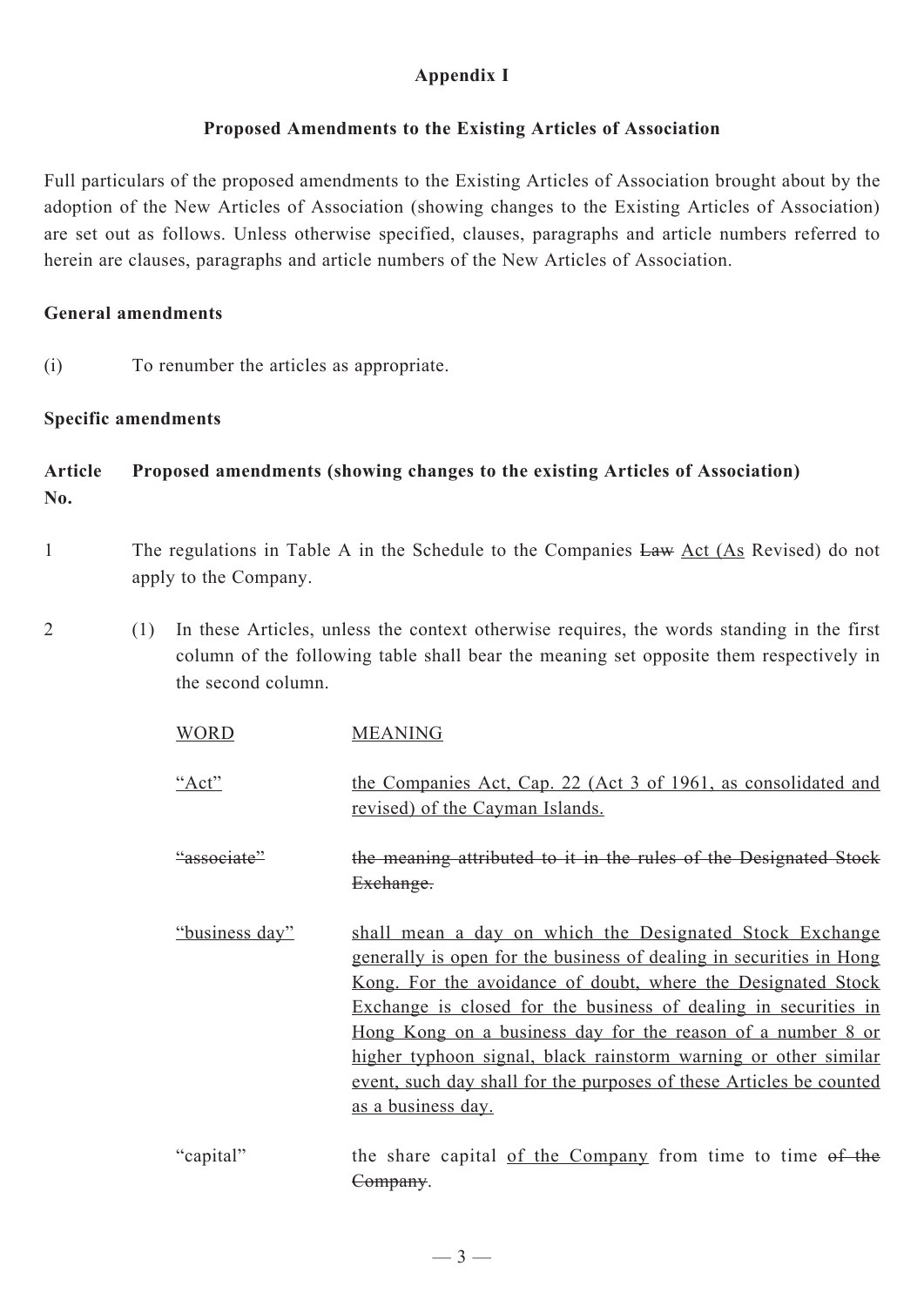**Appendix I**

**Proposed Amendments to the Existing Articles of Association**

Full particulars of the proposed amendments to the Existing Articles of Association brought about by the adoption of the New Articles of Association (showing changes to the Existing Articles of Association) are set out as follows. Unless otherwise specified, clauses, paragraphs and article numbers referred to herein are clauses, paragraphs and article numbers of the New Articles of Association.

**General amendments**

(i) To renumber the articles as appropriate.

**Specific amendments**

**Article No.** **Proposed amendments (showing changes to the existing Articles of Association)**

1 The regulations in Table A in the Schedule to the Companies ~~Law~~ <u>Act (As</u> Revised) do not apply to the Company.

2 (1) In these Articles, unless the context otherwise requires, the words standing in the first column of the following table shall bear the meaning set opposite them respectively in the second column.

| <u>WORD</u> | <u>MEANING</u> |
|---|---|
| <u>"Act"</u> | <u>the Companies Act, Cap. 22 (Act 3 of 1961, as consolidated and revised) of the Cayman Islands.</u> |
| ~~"associate"~~ | ~~the meaning attributed to it in the rules of the Designated Stock Exchange.~~ |
| <u>"business day"</u> | <u>shall mean a day on which the Designated Stock Exchange generally is open for the business of dealing in securities in Hong Kong. For the avoidance of doubt, where the Designated Stock Exchange is closed for the business of dealing in securities in Hong Kong on a business day for the reason of a number 8 or higher typhoon signal, black rainstorm warning or other similar event, such day shall for the purposes of these Articles be counted as a business day.</u> |
| "capital" | the share capital <u>of the Company</u> from time to time ~~of the Company~~. |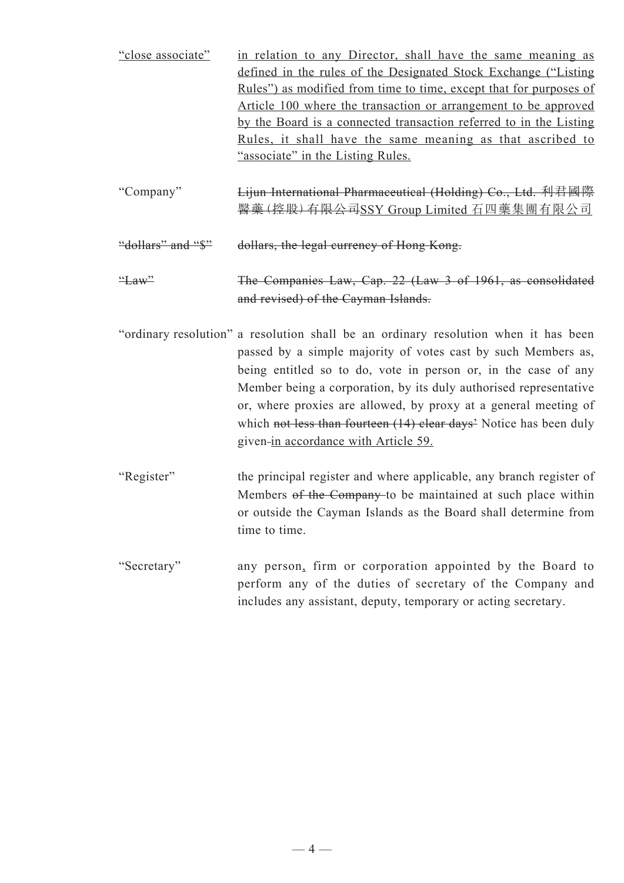| | |
|---|---|
| <u>"close associate"</u> | <u>in relation to any Director, shall have the same meaning as defined in the rules of the Designated Stock Exchange ("Listing Rules") as modified from time to time, except that for purposes of Article 100 where the transaction or arrangement to be approved by the Board is a connected transaction referred to in the Listing Rules, it shall have the same meaning as that ascribed to "associate" in the Listing Rules.</u> |
| "Company" | ~~Lijun International Pharmaceutical (Holding) Co., Ltd. 利君國際醫藥(控股)有限公司~~<u>SSY Group Limited 石四藥集團有限公司</u> |
| ~~"dollars" and "$"~~ | ~~dollars, the legal currency of Hong Kong.~~ |
| ~~"Law"~~ | ~~The Companies Law, Cap. 22 (Law 3 of 1961, as consolidated and revised) of the Cayman Islands.~~ |
| "ordinary resolution" | a resolution shall be an ordinary resolution when it has been passed by a simple majority of votes cast by such Members as, being entitled so to do, vote in person or, in the case of any Member being a corporation, by its duly authorised representative or, where proxies are allowed, by proxy at a general meeting of which ~~not less than fourteen (14) clear days'~~ Notice has been duly given ~~-~~<u>in accordance with Article 59.</u> |
| "Register" | the principal register and where applicable, any branch register of Members ~~of the Company~~ to be maintained at such place within or outside the Cayman Islands as the Board shall determine from time to time. |
| "Secretary" | any person<u>,</u> firm or corporation appointed by the Board to perform any of the duties of secretary of the Company and includes any assistant, deputy, temporary or acting secretary. |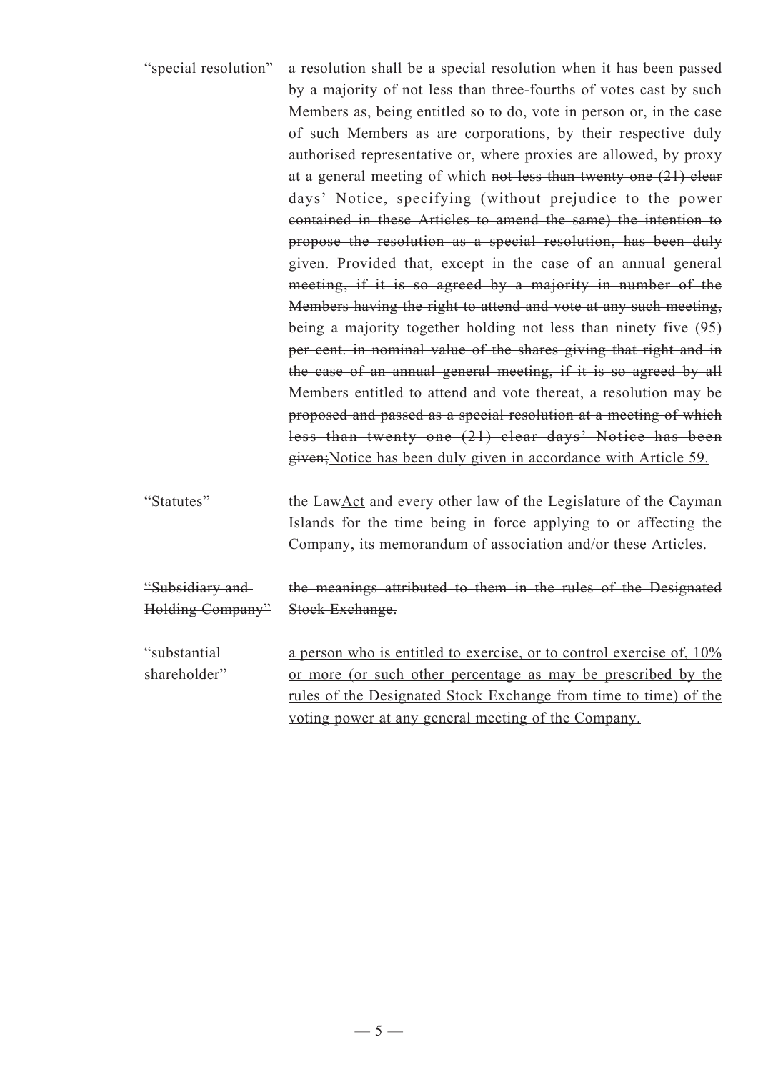| | |
|---|---|
| "special resolution" | a resolution shall be a special resolution when it has been passed by a majority of not less than three-fourths of votes cast by such Members as, being entitled so to do, vote in person or, in the case of such Members as are corporations, by their respective duly authorised representative or, where proxies are allowed, by proxy at a general meeting of which ~~not less than twenty one (21) clear days' Notice, specifying (without prejudice to the power contained in these Articles to amend the same) the intention to propose the resolution as a special resolution, has been duly given. Provided that, except in the case of an annual general meeting, if it is so agreed by a majority in number of the Members having the right to attend and vote at any such meeting, being a majority together holding not less than ninety five (95) per cent. in nominal value of the shares giving that right and in the case of an annual general meeting, if it is so agreed by all Members entitled to attend and vote thereat, a resolution may be proposed and passed as a special resolution at a meeting of which less than twenty one (21) clear days' Notice has been given;~~<u>Notice has been duly given in accordance with Article 59.</u> |
| "Statutes" | the ~~Law~~<u>Act</u> and every other law of the Legislature of the Cayman Islands for the time being in force applying to or affecting the Company, its memorandum of association and/or these Articles. |
| ~~"Subsidiary and Holding Company"~~ | ~~the meanings attributed to them in the rules of the Designated Stock Exchange.~~ |
| "substantial shareholder" | <u>a person who is entitled to exercise, or to control exercise of, 10% or more (or such other percentage as may be prescribed by the rules of the Designated Stock Exchange from time to time) of the voting power at any general meeting of the Company.</u> |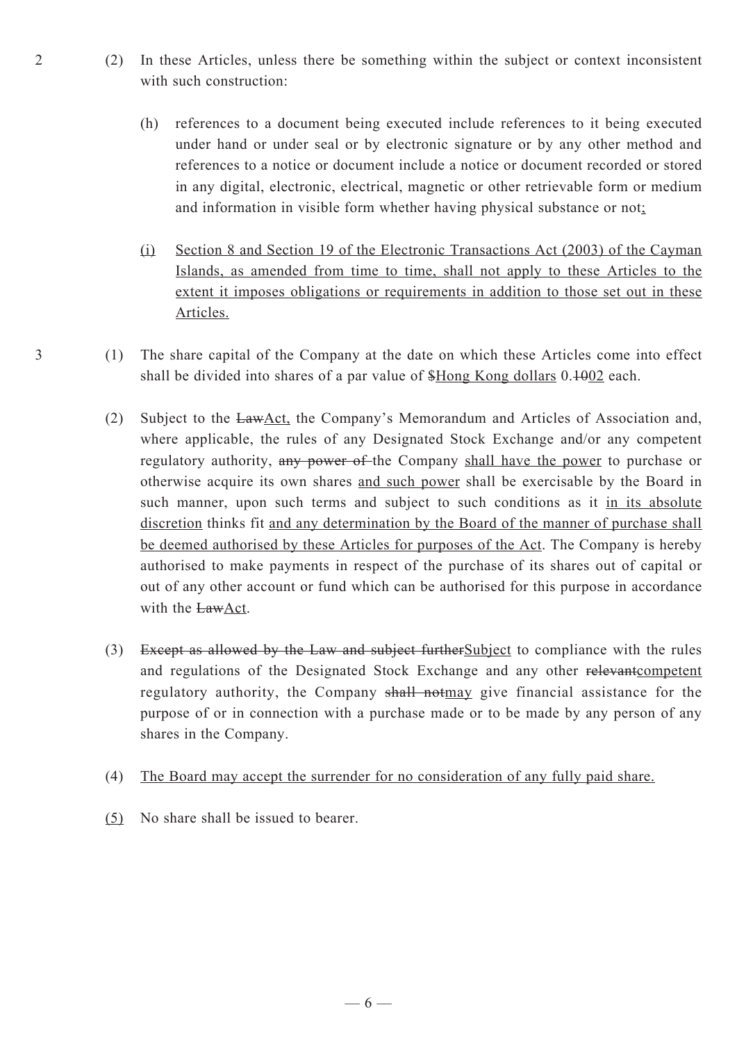2 (2) In these Articles, unless there be something within the subject or context inconsistent with such construction:

(h) references to a document being executed include references to it being executed under hand or under seal or by electronic signature or by any other method and references to a notice or document include a notice or document recorded or stored in any digital, electronic, electrical, magnetic or other retrievable form or medium and information in visible form whether having physical substance or not;

(i) Section 8 and Section 19 of the Electronic Transactions Act (2003) of the Cayman Islands, as amended from time to time, shall not apply to these Articles to the extent it imposes obligations or requirements in addition to those set out in these Articles.

3 (1) The share capital of the Company at the date on which these Articles come into effect shall be divided into shares of a par value of $Hong Kong dollars 0.1002 each.

(2) Subject to the LawAct, the Company's Memorandum and Articles of Association and, where applicable, the rules of any Designated Stock Exchange and/or any competent regulatory authority, any power of the Company shall have the power to purchase or otherwise acquire its own shares and such power shall be exercisable by the Board in such manner, upon such terms and subject to such conditions as it in its absolute discretion thinks fit and any determination by the Board of the manner of purchase shall be deemed authorised by these Articles for purposes of the Act. The Company is hereby authorised to make payments in respect of the purchase of its shares out of capital or out of any other account or fund which can be authorised for this purpose in accordance with the LawAct.

(3) Except as allowed by the Law and subject furtherSubject to compliance with the rules and regulations of the Designated Stock Exchange and any other relevantcompetent regulatory authority, the Company shall notmay give financial assistance for the purpose of or in connection with a purchase made or to be made by any person of any shares in the Company.

(4) The Board may accept the surrender for no consideration of any fully paid share.

(5) No share shall be issued to bearer.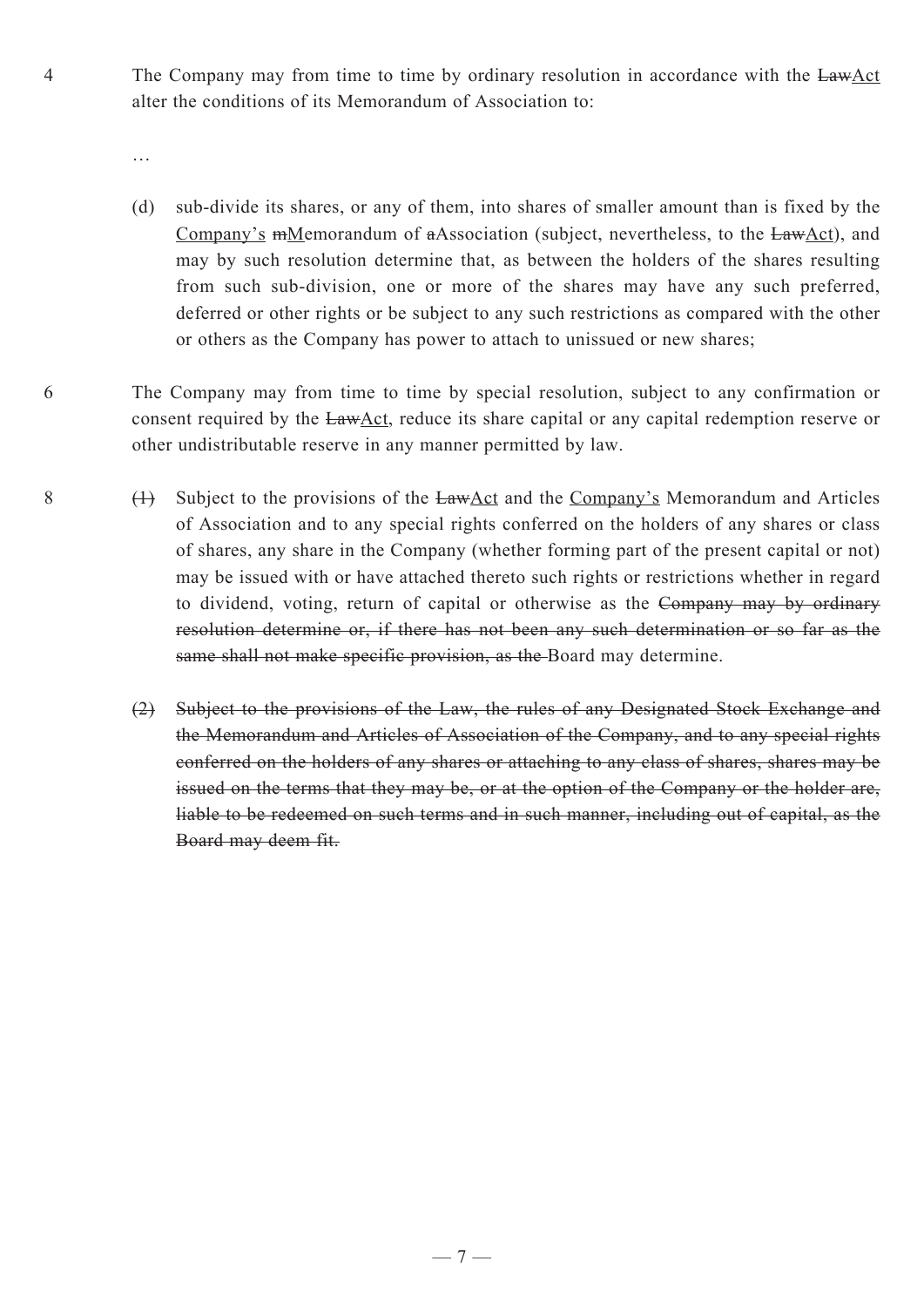4 The Company may from time to time by ordinary resolution in accordance with the ~~Law~~<u>Act</u> alter the conditions of its Memorandum of Association to:

…

(d) sub-divide its shares, or any of them, into shares of smaller amount than is fixed by the <u>Company's</u> ~~m~~<u>M</u>emorandum of ~~a~~<u>A</u>ssociation (subject, nevertheless, to the ~~Law~~<u>Act</u>), and may by such resolution determine that, as between the holders of the shares resulting from such sub-division, one or more of the shares may have any such preferred, deferred or other rights or be subject to any such restrictions as compared with the other or others as the Company has power to attach to unissued or new shares;

6 The Company may from time to time by special resolution, subject to any confirmation or consent required by the ~~Law~~<u>Act</u>, reduce its share capital or any capital redemption reserve or other undistributable reserve in any manner permitted by law.

8 ~~(1)~~ Subject to the provisions of the ~~Law~~<u>Act</u> and the <u>Company's</u> Memorandum and Articles of Association and to any special rights conferred on the holders of any shares or class of shares, any share in the Company (whether forming part of the present capital or not) may be issued with or have attached thereto such rights or restrictions whether in regard to dividend, voting, return of capital or otherwise as the ~~Company may by ordinary resolution determine or, if there has not been any such determination or so far as the same shall not make specific provision, as the~~ Board may determine.

~~(2) Subject to the provisions of the Law, the rules of any Designated Stock Exchange and the Memorandum and Articles of Association of the Company, and to any special rights conferred on the holders of any shares or attaching to any class of shares, shares may be issued on the terms that they may be, or at the option of the Company or the holder are, liable to be redeemed on such terms and in such manner, including out of capital, as the Board may deem fit.~~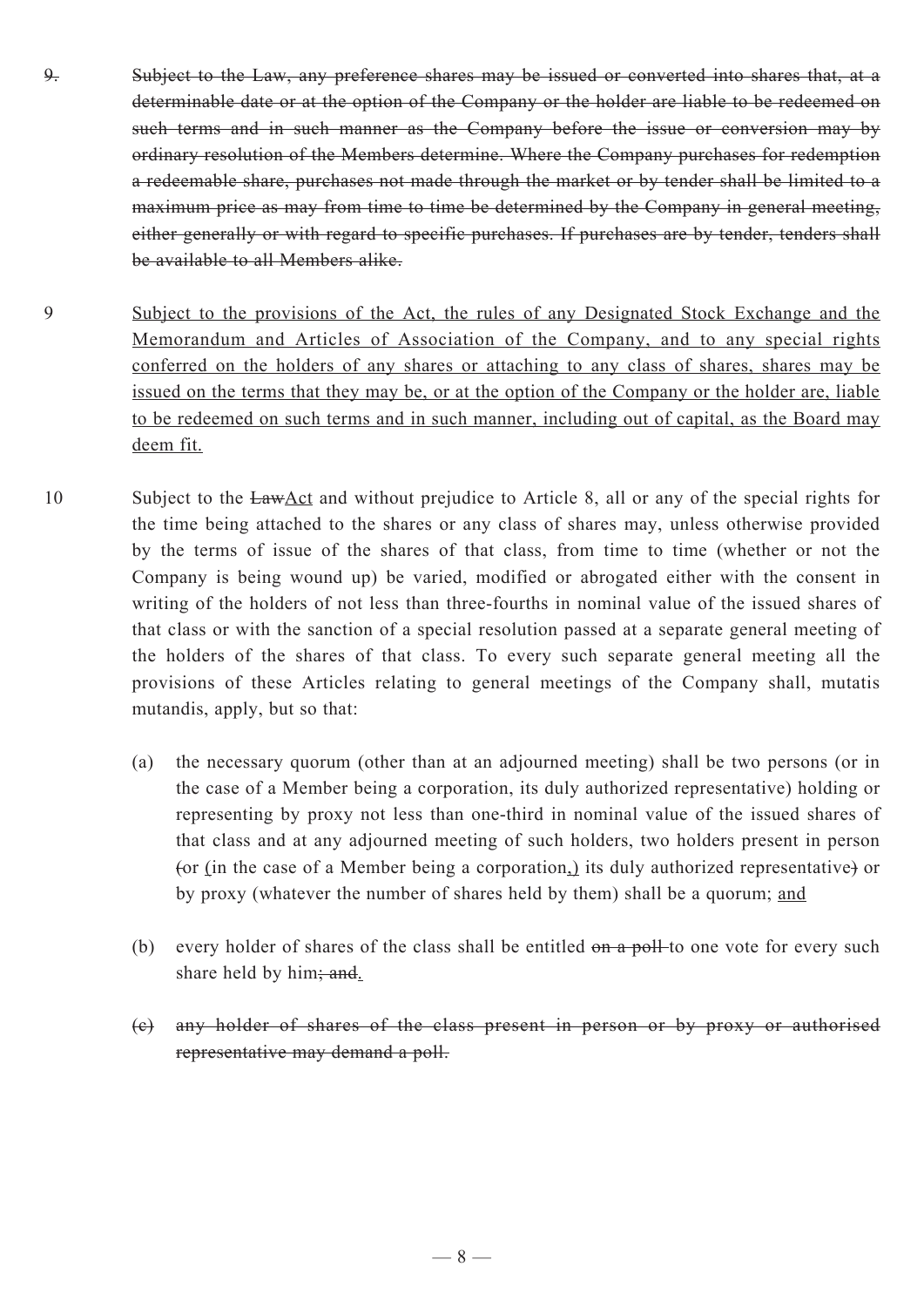~~9. Subject to the Law, any preference shares may be issued or converted into shares that, at a determinable date or at the option of the Company or the holder are liable to be redeemed on such terms and in such manner as the Company before the issue or conversion may by ordinary resolution of the Members determine. Where the Company purchases for redemption a redeemable share, purchases not made through the market or by tender shall be limited to a maximum price as may from time to time be determined by the Company in general meeting, either generally or with regard to specific purchases. If purchases are by tender, tenders shall be available to all Members alike.~~

9 <u>Subject to the provisions of the Act, the rules of any Designated Stock Exchange and the Memorandum and Articles of Association of the Company, and to any special rights conferred on the holders of any shares or attaching to any class of shares, shares may be issued on the terms that they may be, or at the option of the Company or the holder are, liable to be redeemed on such terms and in such manner, including out of capital, as the Board may deem fit.</u>

10 Subject to the ~~Law~~<u>Act</u> and without prejudice to Article 8, all or any of the special rights for the time being attached to the shares or any class of shares may, unless otherwise provided by the terms of issue of the shares of that class, from time to time (whether or not the Company is being wound up) be varied, modified or abrogated either with the consent in writing of the holders of not less than three-fourths in nominal value of the issued shares of that class or with the sanction of a special resolution passed at a separate general meeting of the holders of the shares of that class. To every such separate general meeting all the provisions of these Articles relating to general meetings of the Company shall, mutatis mutandis, apply, but so that:

(a) the necessary quorum (other than at an adjourned meeting) shall be two persons (or in the case of a Member being a corporation, its duly authorized representative) holding or representing by proxy not less than one-third in nominal value of the issued shares of that class and at any adjourned meeting of such holders, two holders present in person ~~(~~or <u>(</u>in the case of a Member being a corporation<u>,)</u> its duly authorized representative~~)~~ or by proxy (whatever the number of shares held by them) shall be a quorum; <u>and</u>

(b) every holder of shares of the class shall be entitled ~~on a poll~~ to one vote for every such share held by him~~; and~~<u>.</u>

~~(c) any holder of shares of the class present in person or by proxy or authorised representative may demand a poll.~~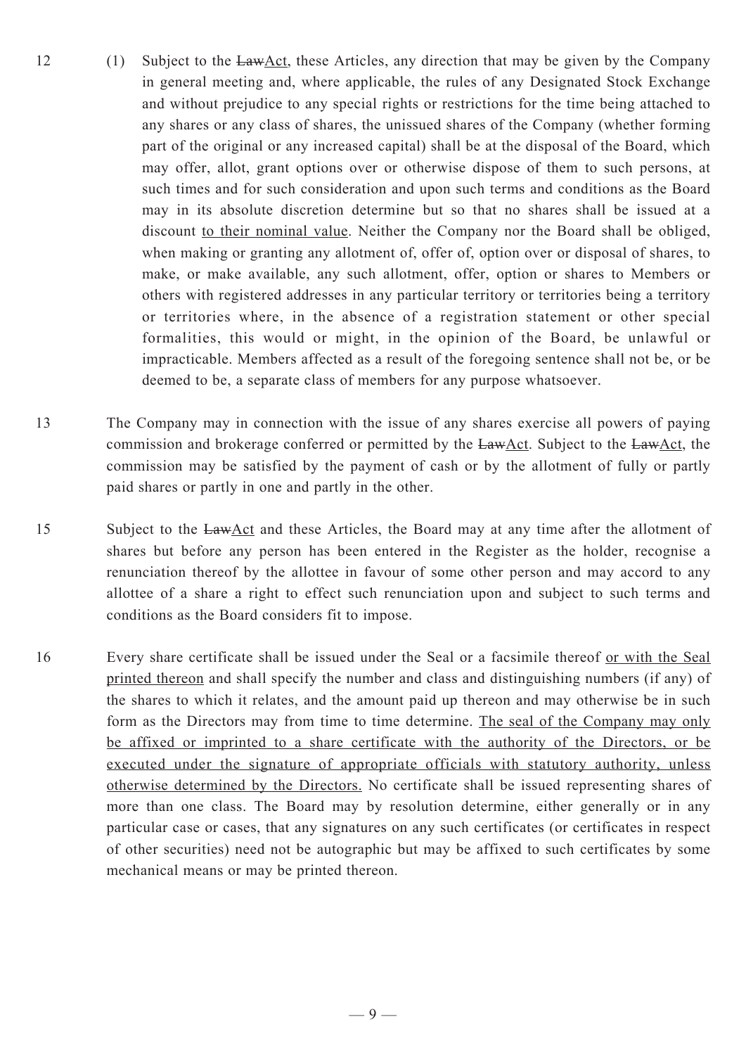12 (1) Subject to the ~~Law~~<u>Act</u>, these Articles, any direction that may be given by the Company in general meeting and, where applicable, the rules of any Designated Stock Exchange and without prejudice to any special rights or restrictions for the time being attached to any shares or any class of shares, the unissued shares of the Company (whether forming part of the original or any increased capital) shall be at the disposal of the Board, which may offer, allot, grant options over or otherwise dispose of them to such persons, at such times and for such consideration and upon such terms and conditions as the Board may in its absolute discretion determine but so that no shares shall be issued at a discount <u>to their nominal value</u>. Neither the Company nor the Board shall be obliged, when making or granting any allotment of, offer of, option over or disposal of shares, to make, or make available, any such allotment, offer, option or shares to Members or others with registered addresses in any particular territory or territories being a territory or territories where, in the absence of a registration statement or other special formalities, this would or might, in the opinion of the Board, be unlawful or impracticable. Members affected as a result of the foregoing sentence shall not be, or be deemed to be, a separate class of members for any purpose whatsoever.

13 The Company may in connection with the issue of any shares exercise all powers of paying commission and brokerage conferred or permitted by the ~~Law~~<u>Act</u>. Subject to the ~~Law~~<u>Act</u>, the commission may be satisfied by the payment of cash or by the allotment of fully or partly paid shares or partly in one and partly in the other.

15 Subject to the ~~Law~~<u>Act</u> and these Articles, the Board may at any time after the allotment of shares but before any person has been entered in the Register as the holder, recognise a renunciation thereof by the allottee in favour of some other person and may accord to any allottee of a share a right to effect such renunciation upon and subject to such terms and conditions as the Board considers fit to impose.

16 Every share certificate shall be issued under the Seal or a facsimile thereof <u>or with the Seal printed thereon</u> and shall specify the number and class and distinguishing numbers (if any) of the shares to which it relates, and the amount paid up thereon and may otherwise be in such form as the Directors may from time to time determine. <u>The seal of the Company may only be affixed or imprinted to a share certificate with the authority of the Directors, or be executed under the signature of appropriate officials with statutory authority, unless otherwise determined by the Directors.</u> No certificate shall be issued representing shares of more than one class. The Board may by resolution determine, either generally or in any particular case or cases, that any signatures on any such certificates (or certificates in respect of other securities) need not be autographic but may be affixed to such certificates by some mechanical means or may be printed thereon.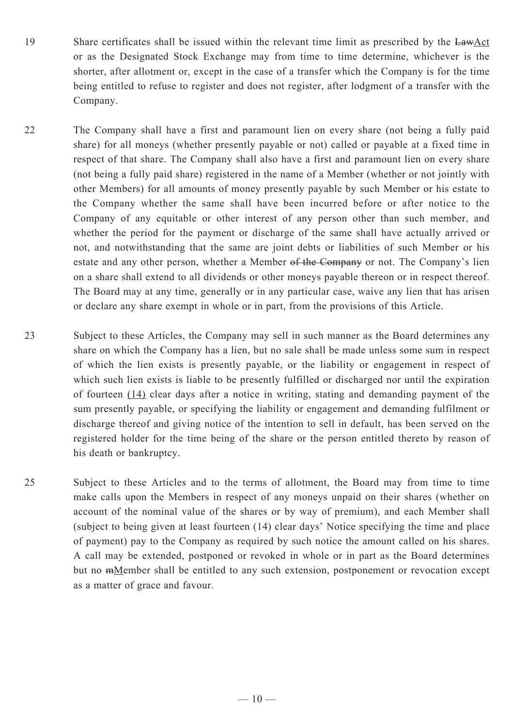19 Share certificates shall be issued within the relevant time limit as prescribed by the ~~Law~~Act or as the Designated Stock Exchange may from time to time determine, whichever is the shorter, after allotment or, except in the case of a transfer which the Company is for the time being entitled to refuse to register and does not register, after lodgment of a transfer with the Company.

22 The Company shall have a first and paramount lien on every share (not being a fully paid share) for all moneys (whether presently payable or not) called or payable at a fixed time in respect of that share. The Company shall also have a first and paramount lien on every share (not being a fully paid share) registered in the name of a Member (whether or not jointly with other Members) for all amounts of money presently payable by such Member or his estate to the Company whether the same shall have been incurred before or after notice to the Company of any equitable or other interest of any person other than such member, and whether the period for the payment or discharge of the same shall have actually arrived or not, and notwithstanding that the same are joint debts or liabilities of such Member or his estate and any other person, whether a Member ~~of the Company~~ or not. The Company's lien on a share shall extend to all dividends or other moneys payable thereon or in respect thereof. The Board may at any time, generally or in any particular case, waive any lien that has arisen or declare any share exempt in whole or in part, from the provisions of this Article.

23 Subject to these Articles, the Company may sell in such manner as the Board determines any share on which the Company has a lien, but no sale shall be made unless some sum in respect of which the lien exists is presently payable, or the liability or engagement in respect of which such lien exists is liable to be presently fulfilled or discharged nor until the expiration of fourteen <u>(14)</u> clear days after a notice in writing, stating and demanding payment of the sum presently payable, or specifying the liability or engagement and demanding fulfilment or discharge thereof and giving notice of the intention to sell in default, has been served on the registered holder for the time being of the share or the person entitled thereto by reason of his death or bankruptcy.

25 Subject to these Articles and to the terms of allotment, the Board may from time to time make calls upon the Members in respect of any moneys unpaid on their shares (whether on account of the nominal value of the shares or by way of premium), and each Member shall (subject to being given at least fourteen (14) clear days' Notice specifying the time and place of payment) pay to the Company as required by such notice the amount called on his shares. A call may be extended, postponed or revoked in whole or in part as the Board determines but no ~~m~~<u>M</u>ember shall be entitled to any such extension, postponement or revocation except as a matter of grace and favour.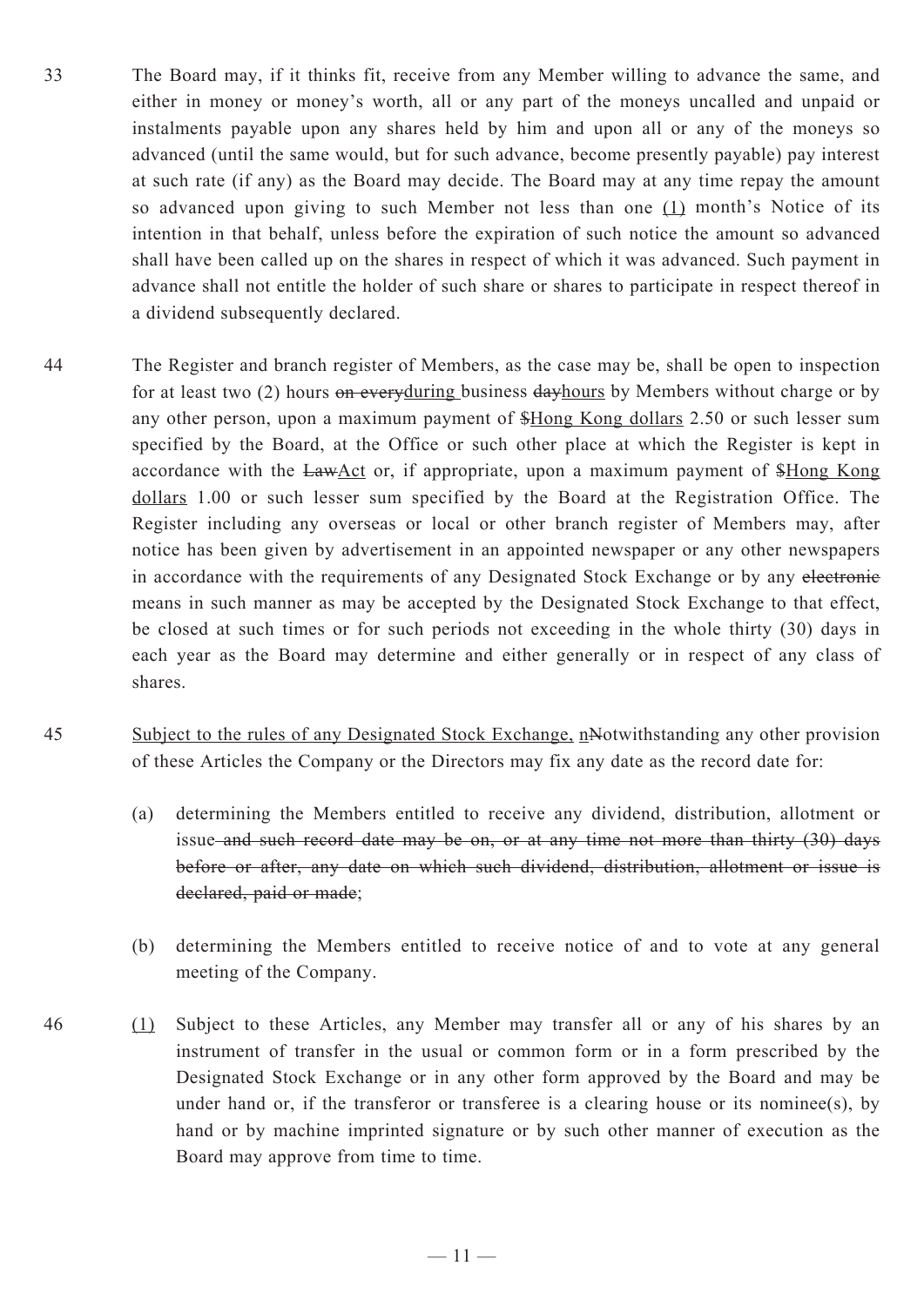33 The Board may, if it thinks fit, receive from any Member willing to advance the same, and either in money or money's worth, all or any part of the moneys uncalled and unpaid or instalments payable upon any shares held by him and upon all or any of the moneys so advanced (until the same would, but for such advance, become presently payable) pay interest at such rate (if any) as the Board may decide. The Board may at any time repay the amount so advanced upon giving to such Member not less than one <u>(1)</u> month's Notice of its intention in that behalf, unless before the expiration of such notice the amount so advanced shall have been called up on the shares in respect of which it was advanced. Such payment in advance shall not entitle the holder of such share or shares to participate in respect thereof in a dividend subsequently declared.

44 The Register and branch register of Members, as the case may be, shall be open to inspection for at least two (2) hours ~~on every~~<u>during</u> business ~~day~~<u>hours</u> by Members without charge or by any other person, upon a maximum payment of ~~$~~<u>Hong Kong dollars</u> 2.50 or such lesser sum specified by the Board, at the Office or such other place at which the Register is kept in accordance with the ~~Law~~<u>Act</u> or, if appropriate, upon a maximum payment of ~~$~~<u>Hong Kong dollars</u> 1.00 or such lesser sum specified by the Board at the Registration Office. The Register including any overseas or local or other branch register of Members may, after notice has been given by advertisement in an appointed newspaper or any other newspapers in accordance with the requirements of any Designated Stock Exchange or by any ~~electronic~~ means in such manner as may be accepted by the Designated Stock Exchange to that effect, be closed at such times or for such periods not exceeding in the whole thirty (30) days in each year as the Board may determine and either generally or in respect of any class of shares.

45 <u>Subject to the rules of any Designated Stock Exchange, n</u>~~N~~otwithstanding any other provision of these Articles the Company or the Directors may fix any date as the record date for:

(a) determining the Members entitled to receive any dividend, distribution, allotment or issue~~ and such record date may be on, or at any time not more than thirty (30) days before or after, any date on which such dividend, distribution, allotment or issue is declared, paid or made~~;

(b) determining the Members entitled to receive notice of and to vote at any general meeting of the Company.

46 <u>(1)</u> Subject to these Articles, any Member may transfer all or any of his shares by an instrument of transfer in the usual or common form or in a form prescribed by the Designated Stock Exchange or in any other form approved by the Board and may be under hand or, if the transferor or transferee is a clearing house or its nominee(s), by hand or by machine imprinted signature or by such other manner of execution as the Board may approve from time to time.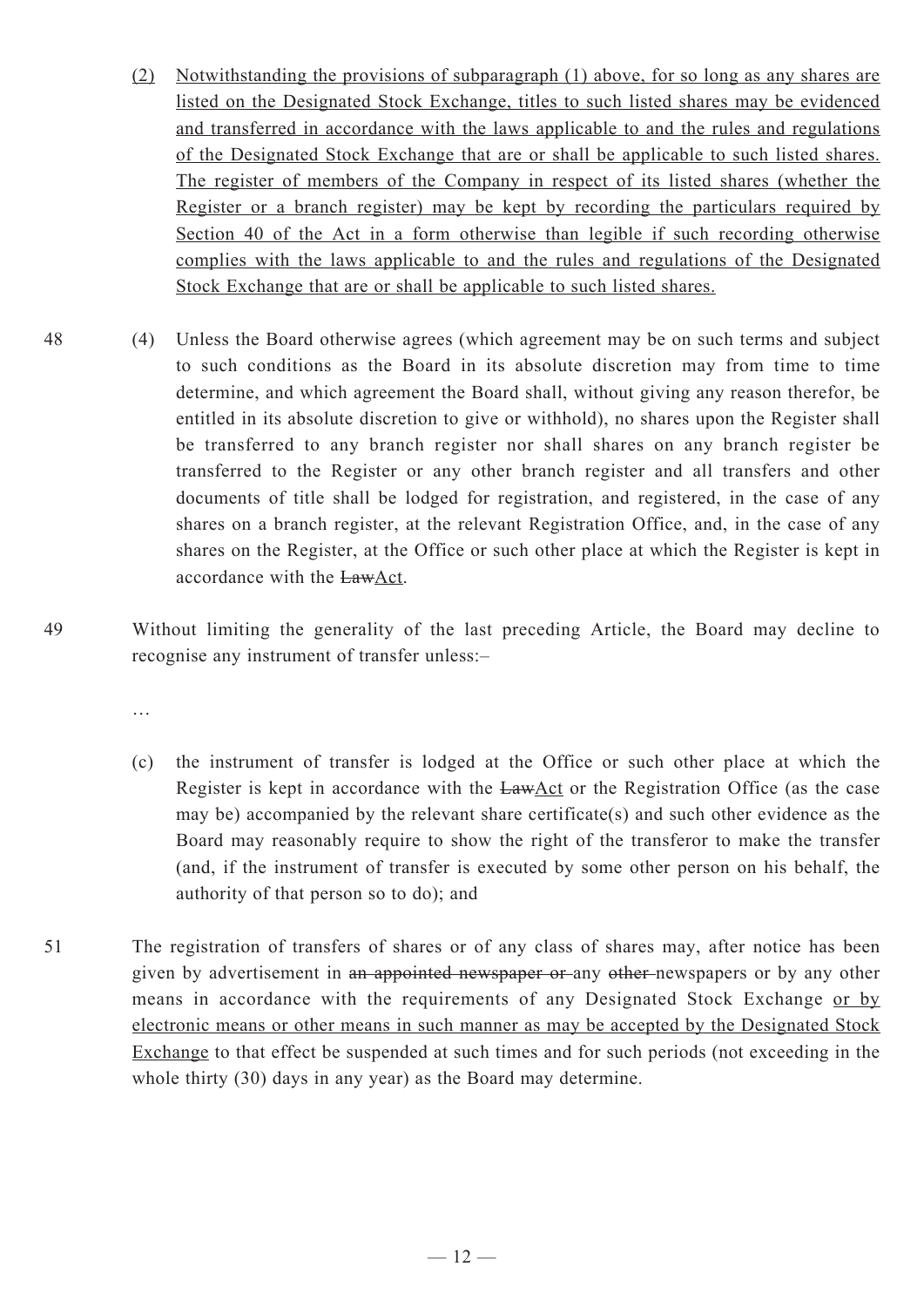(2) Notwithstanding the provisions of subparagraph (1) above, for so long as any shares are listed on the Designated Stock Exchange, titles to such listed shares may be evidenced and transferred in accordance with the laws applicable to and the rules and regulations of the Designated Stock Exchange that are or shall be applicable to such listed shares. The register of members of the Company in respect of its listed shares (whether the Register or a branch register) may be kept by recording the particulars required by Section 40 of the Act in a form otherwise than legible if such recording otherwise complies with the laws applicable to and the rules and regulations of the Designated Stock Exchange that are or shall be applicable to such listed shares.

48 (4) Unless the Board otherwise agrees (which agreement may be on such terms and subject to such conditions as the Board in its absolute discretion may from time to time determine, and which agreement the Board shall, without giving any reason therefor, be entitled in its absolute discretion to give or withhold), no shares upon the Register shall be transferred to any branch register nor shall shares on any branch register be transferred to the Register or any other branch register and all transfers and other documents of title shall be lodged for registration, and registered, in the case of any shares on a branch register, at the relevant Registration Office, and, in the case of any shares on the Register, at the Office or such other place at which the Register is kept in accordance with the ~~Law~~Act.

49 Without limiting the generality of the last preceding Article, the Board may decline to recognise any instrument of transfer unless:–

…

(c) the instrument of transfer is lodged at the Office or such other place at which the Register is kept in accordance with the ~~Law~~Act or the Registration Office (as the case may be) accompanied by the relevant share certificate(s) and such other evidence as the Board may reasonably require to show the right of the transferor to make the transfer (and, if the instrument of transfer is executed by some other person on his behalf, the authority of that person so to do); and

51 The registration of transfers of shares or of any class of shares may, after notice has been given by advertisement in ~~an appointed newspaper or~~ any ~~other~~ newspapers or by any other means in accordance with the requirements of any Designated Stock Exchange or by electronic means or other means in such manner as may be accepted by the Designated Stock Exchange to that effect be suspended at such times and for such periods (not exceeding in the whole thirty (30) days in any year) as the Board may determine.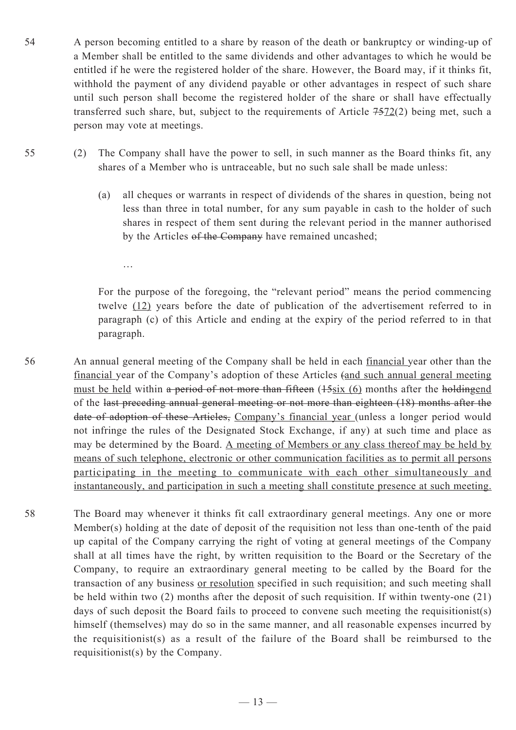54 A person becoming entitled to a share by reason of the death or bankruptcy or winding-up of a Member shall be entitled to the same dividends and other advantages to which he would be entitled if he were the registered holder of the share. However, the Board may, if it thinks fit, withhold the payment of any dividend payable or other advantages in respect of such share until such person shall become the registered holder of the share or shall have effectually transferred such share, but, subject to the requirements of Article ~~75~~<u>72</u>(2) being met, such a person may vote at meetings.

55 (2) The Company shall have the power to sell, in such manner as the Board thinks fit, any shares of a Member who is untraceable, but no such sale shall be made unless:

(a) all cheques or warrants in respect of dividends of the shares in question, being not less than three in total number, for any sum payable in cash to the holder of such shares in respect of them sent during the relevant period in the manner authorised by the Articles ~~of the Company~~ have remained uncashed;

…

For the purpose of the foregoing, the "relevant period" means the period commencing twelve <u>(12)</u> years before the date of publication of the advertisement referred to in paragraph (c) of this Article and ending at the expiry of the period referred to in that paragraph.

56 An annual general meeting of the Company shall be held in each <u>financial </u>year other than the <u>financial </u>year of the Company's adoption of these Articles ~~(~~<u>and such annual general meeting must be held</u> within ~~a period of not more than fifteen~~ (~~15~~<u>six (6)</u> months after the ~~holding~~<u>end</u> of the ~~last preceding annual general meeting or not more than eighteen (18) months after the date of adoption of these Articles,~~ <u>Company's financial year </u>(unless a longer period would not infringe the rules of the Designated Stock Exchange, if any) at such time and place as may be determined by the Board. <u>A meeting of Members or any class thereof may be held by means of such telephone, electronic or other communication facilities as to permit all persons participating in the meeting to communicate with each other simultaneously and instantaneously, and participation in such a meeting shall constitute presence at such meeting.</u>

58 The Board may whenever it thinks fit call extraordinary general meetings. Any one or more Member(s) holding at the date of deposit of the requisition not less than one-tenth of the paid up capital of the Company carrying the right of voting at general meetings of the Company shall at all times have the right, by written requisition to the Board or the Secretary of the Company, to require an extraordinary general meeting to be called by the Board for the transaction of any business <u>or resolution</u> specified in such requisition; and such meeting shall be held within two (2) months after the deposit of such requisition. If within twenty-one (21) days of such deposit the Board fails to proceed to convene such meeting the requisitionist(s) himself (themselves) may do so in the same manner, and all reasonable expenses incurred by the requisitionist(s) as a result of the failure of the Board shall be reimbursed to the requisitionist(s) by the Company.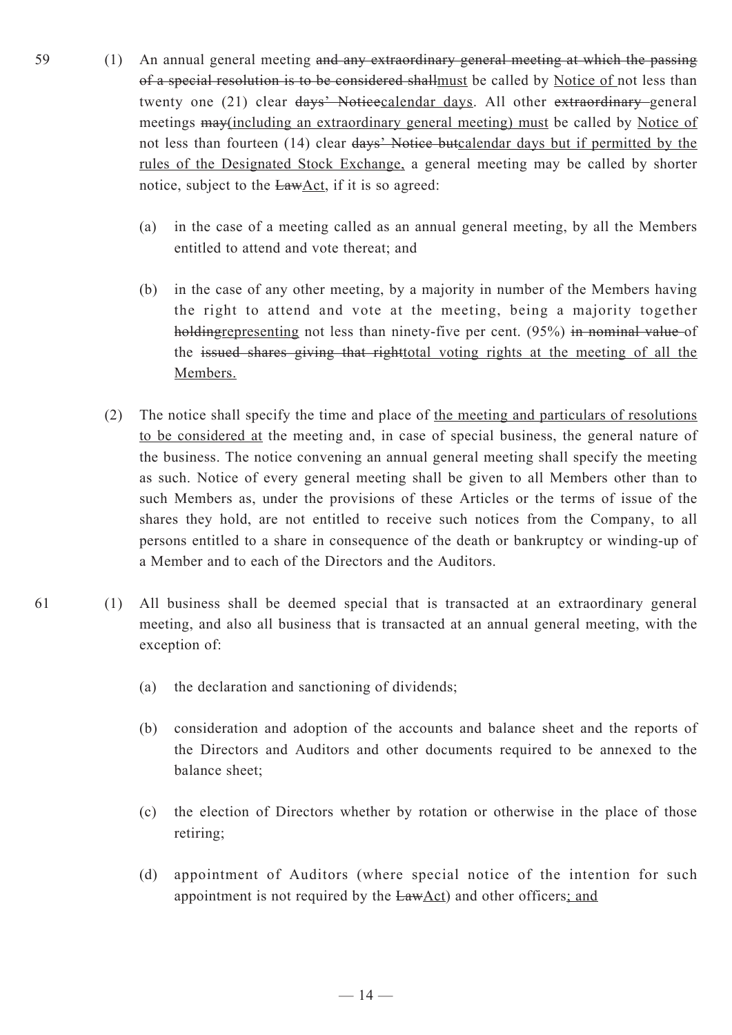59 (1) An annual general meeting ~~and any extraordinary general meeting at which the passing of a special resolution is to be considered shall~~<u>must</u> be called by <u>Notice of</u> not less than twenty one (21) clear ~~days' Notice~~<u>calendar days</u>. All other ~~extraordinary~~ general meetings ~~may~~<u>(including an extraordinary general meeting) must</u> be called by <u>Notice of</u> not less than fourteen (14) clear ~~days' Notice but~~<u>calendar days but if permitted by the rules of the Designated Stock Exchange,</u> a general meeting may be called by shorter notice, subject to the ~~Law~~<u>Act</u>, if it is so agreed:

(a) in the case of a meeting called as an annual general meeting, by all the Members entitled to attend and vote thereat; and

(b) in the case of any other meeting, by a majority in number of the Members having the right to attend and vote at the meeting, being a majority together ~~holding~~<u>representing</u> not less than ninety-five per cent. (95%) ~~in nominal value~~ of the ~~issued shares giving that right~~<u>total voting rights at the meeting of all the Members.</u>

(2) The notice shall specify the time and place of <u>the meeting and particulars of resolutions to be considered at</u> the meeting and, in case of special business, the general nature of the business. The notice convening an annual general meeting shall specify the meeting as such. Notice of every general meeting shall be given to all Members other than to such Members as, under the provisions of these Articles or the terms of issue of the shares they hold, are not entitled to receive such notices from the Company, to all persons entitled to a share in consequence of the death or bankruptcy or winding-up of a Member and to each of the Directors and the Auditors.

61 (1) All business shall be deemed special that is transacted at an extraordinary general meeting, and also all business that is transacted at an annual general meeting, with the exception of:

(a) the declaration and sanctioning of dividends;

(b) consideration and adoption of the accounts and balance sheet and the reports of the Directors and Auditors and other documents required to be annexed to the balance sheet;

(c) the election of Directors whether by rotation or otherwise in the place of those retiring;

(d) appointment of Auditors (where special notice of the intention for such appointment is not required by the ~~Law~~<u>Act</u>) and other officers<u>; and</u>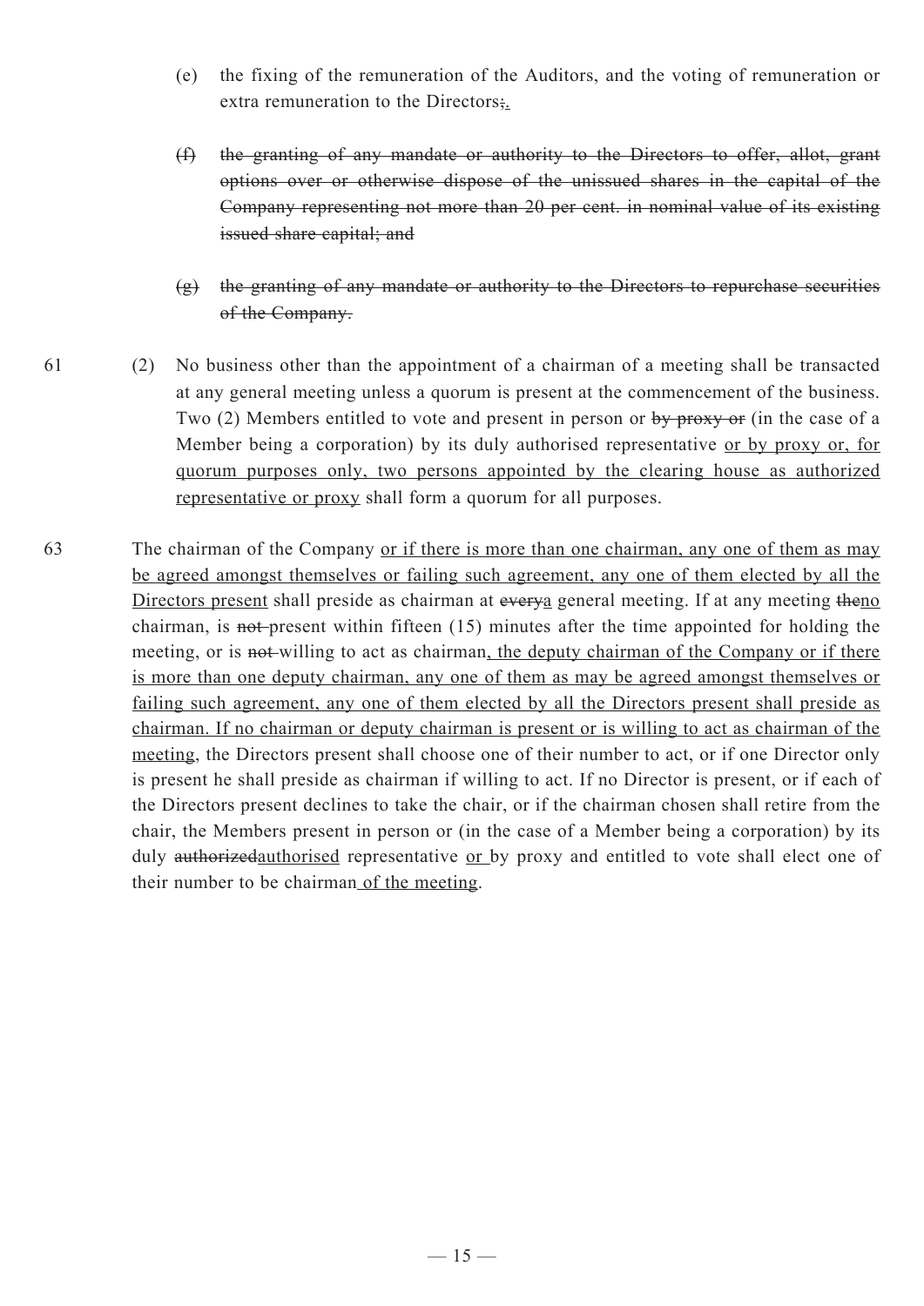(e) the fixing of the remuneration of the Auditors, and the voting of remuneration or extra remuneration to the Directors~~;~~<u>.</u>

~~(f) the granting of any mandate or authority to the Directors to offer, allot, grant options over or otherwise dispose of the unissued shares in the capital of the Company representing not more than 20 per cent. in nominal value of its existing issued share capital; and~~

~~(g) the granting of any mandate or authority to the Directors to repurchase securities of the Company.~~

61 (2) No business other than the appointment of a chairman of a meeting shall be transacted at any general meeting unless a quorum is present at the commencement of the business. Two (2) Members entitled to vote and present in person or ~~by proxy or~~ (in the case of a Member being a corporation) by its duly authorised representative <u>or by proxy or, for quorum purposes only, two persons appointed by the clearing house as authorized representative or proxy</u> shall form a quorum for all purposes.

63 The chairman of the Company <u>or if there is more than one chairman, any one of them as may be agreed amongst themselves or failing such agreement, any one of them elected by all the Directors present</u> shall preside as chairman at ~~every~~<u>a</u> general meeting. If at any meeting ~~the~~<u>no</u> chairman, is ~~not~~ present within fifteen (15) minutes after the time appointed for holding the meeting, or is ~~not~~ willing to act as chairman<u>, the deputy chairman of the Company or if there is more than one deputy chairman, any one of them as may be agreed amongst themselves or failing such agreement, any one of them elected by all the Directors present shall preside as chairman. If no chairman or deputy chairman is present or is willing to act as chairman of the meeting</u>, the Directors present shall choose one of their number to act, or if one Director only is present he shall preside as chairman if willing to act. If no Director is present, or if each of the Directors present declines to take the chair, or if the chairman chosen shall retire from the chair, the Members present in person or (in the case of a Member being a corporation) by its duly ~~authorized~~<u>authorised</u> representative <u>or</u> by proxy and entitled to vote shall elect one of their number to be chairman<u> of the meeting</u>.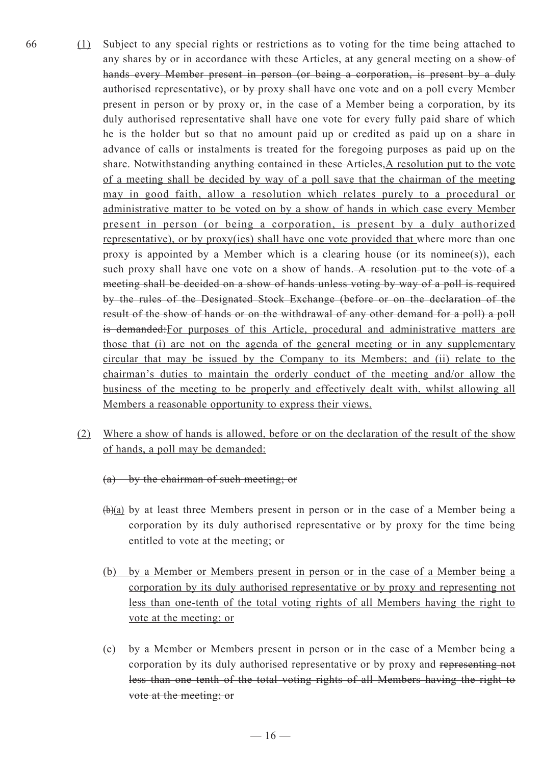66 (1) Subject to any special rights or restrictions as to voting for the time being attached to any shares by or in accordance with these Articles, at any general meeting on a ~~show of hands every Member present in person (or being a corporation, is present by a duly authorised representative), or by proxy shall have one vote and on a~~ poll every Member present in person or by proxy or, in the case of a Member being a corporation, by its duly authorised representative shall have one vote for every fully paid share of which he is the holder but so that no amount paid up or credited as paid up on a share in advance of calls or instalments is treated for the foregoing purposes as paid up on the share. ~~Notwithstanding anything contained in these Articles,~~A resolution put to the vote of a meeting shall be decided by way of a poll save that the chairman of the meeting may in good faith, allow a resolution which relates purely to a procedural or administrative matter to be voted on by a show of hands in which case every Member present in person (or being a corporation, is present by a duly authorized representative), or by proxy(ies) shall have one vote provided that where more than one proxy is appointed by a Member which is a clearing house (or its nominee(s)), each such proxy shall have one vote on a show of hands. ~~A resolution put to the vote of a meeting shall be decided on a show of hands unless voting by way of a poll is required by the rules of the Designated Stock Exchange (before or on the declaration of the result of the show of hands or on the withdrawal of any other demand for a poll) a poll is demanded:~~For purposes of this Article, procedural and administrative matters are those that (i) are not on the agenda of the general meeting or in any supplementary circular that may be issued by the Company to its Members; and (ii) relate to the chairman's duties to maintain the orderly conduct of the meeting and/or allow the business of the meeting to be properly and effectively dealt with, whilst allowing all Members a reasonable opportunity to express their views.

(2) Where a show of hands is allowed, before or on the declaration of the result of the show of hands, a poll may be demanded:

~~(a) by the chairman of such meeting; or~~

~~(b)~~(a) by at least three Members present in person or in the case of a Member being a corporation by its duly authorised representative or by proxy for the time being entitled to vote at the meeting; or

(b) by a Member or Members present in person or in the case of a Member being a corporation by its duly authorised representative or by proxy and representing not less than one-tenth of the total voting rights of all Members having the right to vote at the meeting; or

(c) by a Member or Members present in person or in the case of a Member being a corporation by its duly authorised representative or by proxy and ~~representing not less than one tenth of the total voting rights of all Members having the right to vote at the meeting; or~~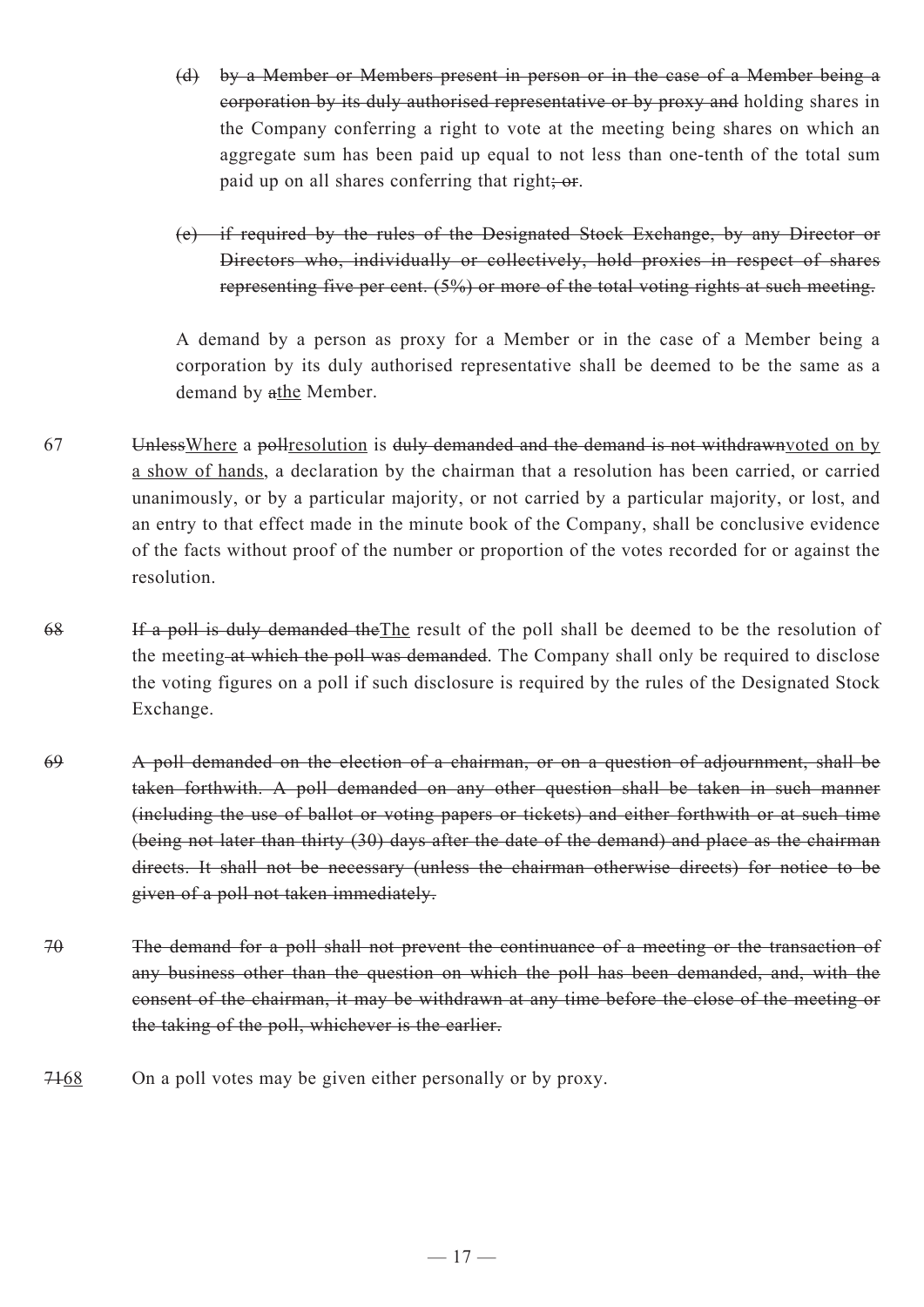(d) ~~by a Member or Members present in person or in the case of a Member being a corporation by its duly authorised representative or by proxy and~~ holding shares in the Company conferring a right to vote at the meeting being shares on which an aggregate sum has been paid up equal to not less than one-tenth of the total sum paid up on all shares conferring that right~~; or~~.

~~(e) if required by the rules of the Designated Stock Exchange, by any Director or Directors who, individually or collectively, hold proxies in respect of shares representing five per cent. (5%) or more of the total voting rights at such meeting.~~

A demand by a person as proxy for a Member or in the case of a Member being a corporation by its duly authorised representative shall be deemed to be the same as a demand by ~~a~~<u>the</u> Member.

67 ~~Unless~~<u>Where</u> a ~~poll~~<u>resolution</u> is ~~duly demanded and the demand is not withdrawn~~<u>voted on by a show of hands</u>, a declaration by the chairman that a resolution has been carried, or carried unanimously, or by a particular majority, or not carried by a particular majority, or lost, and an entry to that effect made in the minute book of the Company, shall be conclusive evidence of the facts without proof of the number or proportion of the votes recorded for or against the resolution.

~~68~~ ~~If a poll is duly demanded the~~<u>The</u> result of the poll shall be deemed to be the resolution of the meeting ~~at which the poll was demanded~~. The Company shall only be required to disclose the voting figures on a poll if such disclosure is required by the rules of the Designated Stock Exchange.

~~69 A poll demanded on the election of a chairman, or on a question of adjournment, shall be taken forthwith. A poll demanded on any other question shall be taken in such manner (including the use of ballot or voting papers or tickets) and either forthwith or at such time (being not later than thirty (30) days after the date of the demand) and place as the chairman directs. It shall not be necessary (unless the chairman otherwise directs) for notice to be given of a poll not taken immediately.~~

~~70 The demand for a poll shall not prevent the continuance of a meeting or the transaction of any business other than the question on which the poll has been demanded, and, with the consent of the chairman, it may be withdrawn at any time before the close of the meeting or the taking of the poll, whichever is the earlier.~~

~~71~~<u>68</u> On a poll votes may be given either personally or by proxy.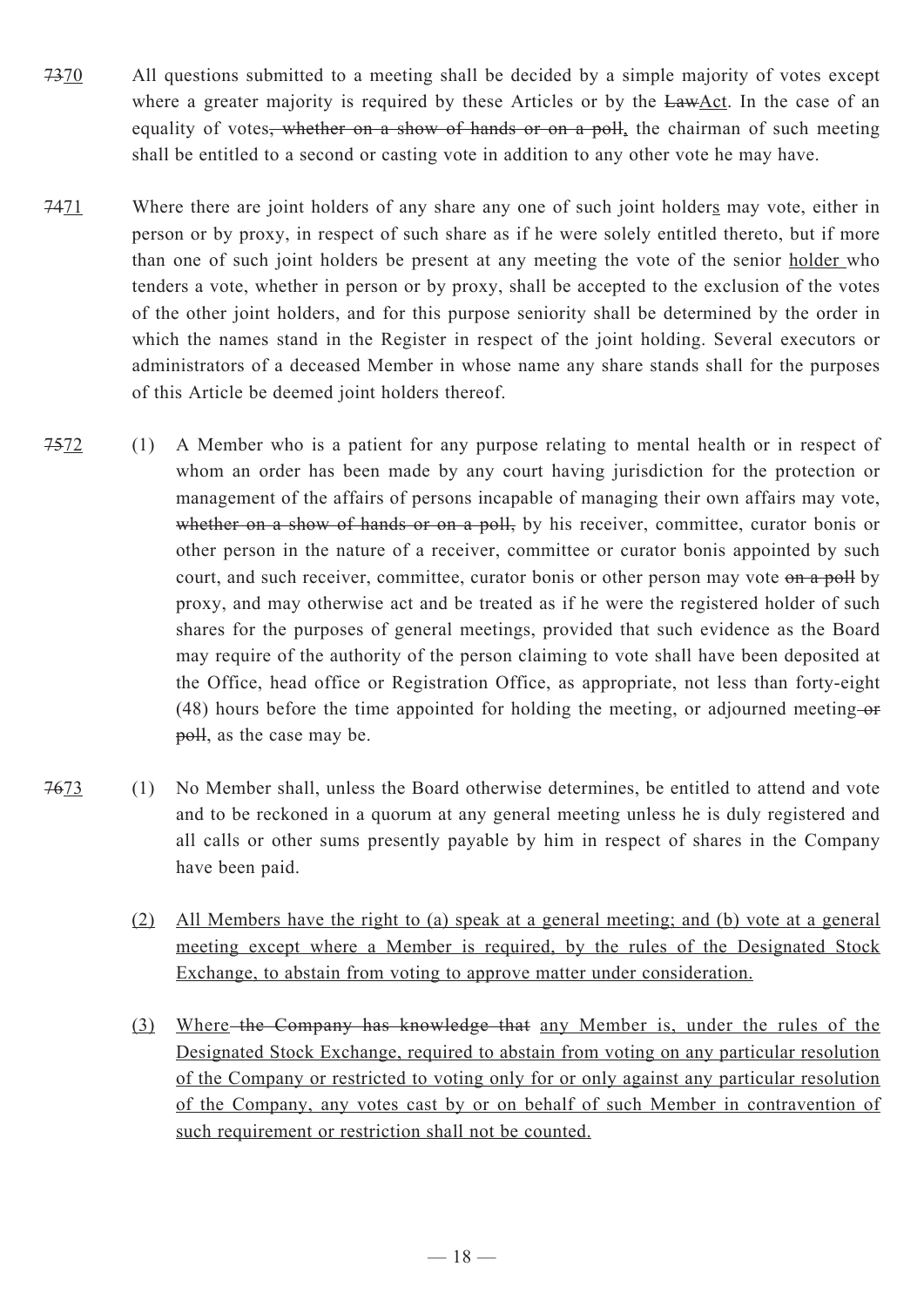~~73~~70 All questions submitted to a meeting shall be decided by a simple majority of votes except where a greater majority is required by these Articles or by the ~~Law~~Act. In the case of an equality of votes~~, whether on a show of hands or on a poll~~, the chairman of such meeting shall be entitled to a second or casting vote in addition to any other vote he may have.

~~74~~71 Where there are joint holders of any share any one of such joint holders may vote, either in person or by proxy, in respect of such share as if he were solely entitled thereto, but if more than one of such joint holders be present at any meeting the vote of the senior holder who tenders a vote, whether in person or by proxy, shall be accepted to the exclusion of the votes of the other joint holders, and for this purpose seniority shall be determined by the order in which the names stand in the Register in respect of the joint holding. Several executors or administrators of a deceased Member in whose name any share stands shall for the purposes of this Article be deemed joint holders thereof.

~~75~~72 (1) A Member who is a patient for any purpose relating to mental health or in respect of whom an order has been made by any court having jurisdiction for the protection or management of the affairs of persons incapable of managing their own affairs may vote, ~~whether on a show of hands or on a poll,~~ by his receiver, committee, curator bonis or other person in the nature of a receiver, committee or curator bonis appointed by such court, and such receiver, committee, curator bonis or other person may vote ~~on a poll~~ by proxy, and may otherwise act and be treated as if he were the registered holder of such shares for the purposes of general meetings, provided that such evidence as the Board may require of the authority of the person claiming to vote shall have been deposited at the Office, head office or Registration Office, as appropriate, not less than forty-eight (48) hours before the time appointed for holding the meeting, or adjourned meeting ~~or poll~~, as the case may be.

~~76~~73 (1) No Member shall, unless the Board otherwise determines, be entitled to attend and vote and to be reckoned in a quorum at any general meeting unless he is duly registered and all calls or other sums presently payable by him in respect of shares in the Company have been paid.

(2) All Members have the right to (a) speak at a general meeting; and (b) vote at a general meeting except where a Member is required, by the rules of the Designated Stock Exchange, to abstain from voting to approve matter under consideration.

(3) Where ~~the Company has knowledge that~~ any Member is, under the rules of the Designated Stock Exchange, required to abstain from voting on any particular resolution of the Company or restricted to voting only for or only against any particular resolution of the Company, any votes cast by or on behalf of such Member in contravention of such requirement or restriction shall not be counted.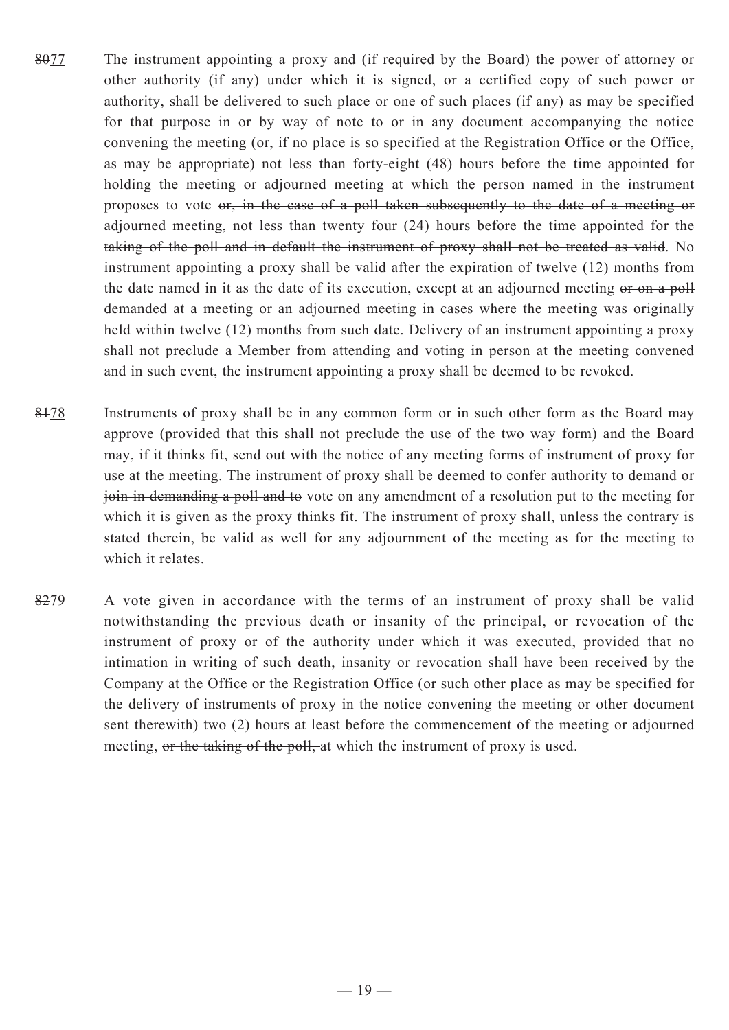~~80~~77 The instrument appointing a proxy and (if required by the Board) the power of attorney or other authority (if any) under which it is signed, or a certified copy of such power or authority, shall be delivered to such place or one of such places (if any) as may be specified for that purpose in or by way of note to or in any document accompanying the notice convening the meeting (or, if no place is so specified at the Registration Office or the Office, as may be appropriate) not less than forty-eight (48) hours before the time appointed for holding the meeting or adjourned meeting at which the person named in the instrument proposes to vote ~~or, in the case of a poll taken subsequently to the date of a meeting or adjourned meeting, not less than twenty four (24) hours before the time appointed for the taking of the poll and in default the instrument of proxy shall not be treated as valid~~. No instrument appointing a proxy shall be valid after the expiration of twelve (12) months from the date named in it as the date of its execution, except at an adjourned meeting ~~or on a poll demanded at a meeting or an adjourned meeting~~ in cases where the meeting was originally held within twelve (12) months from such date. Delivery of an instrument appointing a proxy shall not preclude a Member from attending and voting in person at the meeting convened and in such event, the instrument appointing a proxy shall be deemed to be revoked.

~~81~~78 Instruments of proxy shall be in any common form or in such other form as the Board may approve (provided that this shall not preclude the use of the two way form) and the Board may, if it thinks fit, send out with the notice of any meeting forms of instrument of proxy for use at the meeting. The instrument of proxy shall be deemed to confer authority to ~~demand or join in demanding a poll and to~~ vote on any amendment of a resolution put to the meeting for which it is given as the proxy thinks fit. The instrument of proxy shall, unless the contrary is stated therein, be valid as well for any adjournment of the meeting as for the meeting to which it relates.

~~82~~79 A vote given in accordance with the terms of an instrument of proxy shall be valid notwithstanding the previous death or insanity of the principal, or revocation of the instrument of proxy or of the authority under which it was executed, provided that no intimation in writing of such death, insanity or revocation shall have been received by the Company at the Office or the Registration Office (or such other place as may be specified for the delivery of instruments of proxy in the notice convening the meeting or other document sent therewith) two (2) hours at least before the commencement of the meeting or adjourned meeting, ~~or the taking of the poll,~~ at which the instrument of proxy is used.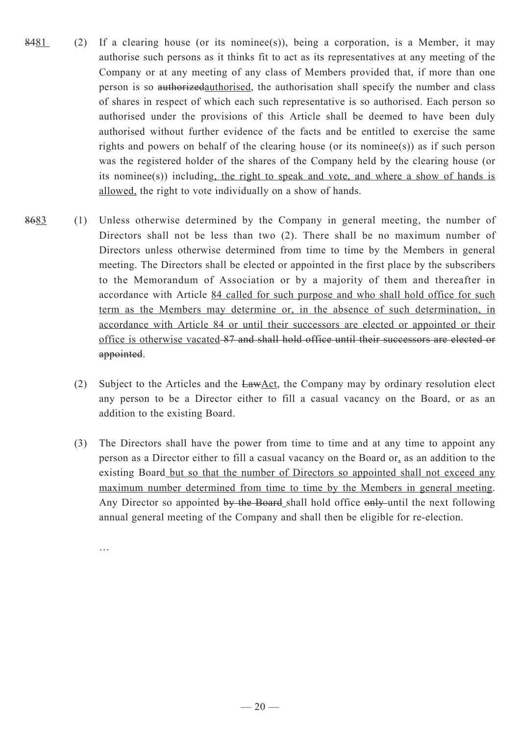~~84~~<u>81</u> (2) If a clearing house (or its nominee(s)), being a corporation, is a Member, it may authorise such persons as it thinks fit to act as its representatives at any meeting of the Company or at any meeting of any class of Members provided that, if more than one person is so ~~authorized~~<u>authorised</u>, the authorisation shall specify the number and class of shares in respect of which each such representative is so authorised. Each person so authorised under the provisions of this Article shall be deemed to have been duly authorised without further evidence of the facts and be entitled to exercise the same rights and powers on behalf of the clearing house (or its nominee(s)) as if such person was the registered holder of the shares of the Company held by the clearing house (or its nominee(s)) including<u>, the right to speak and vote, and where a show of hands is allowed,</u> the right to vote individually on a show of hands.

~~86~~<u>83</u> (1) Unless otherwise determined by the Company in general meeting, the number of Directors shall not be less than two (2). There shall be no maximum number of Directors unless otherwise determined from time to time by the Members in general meeting. The Directors shall be elected or appointed in the first place by the subscribers to the Memorandum of Association or by a majority of them and thereafter in accordance with Article <u>84 called for such purpose and who shall hold office for such term as the Members may determine or, in the absence of such determination, in accordance with Article 84 or until their successors are elected or appointed or their office is otherwise vacated</u> ~~87 and shall hold office until their successors are elected or appointed~~.

(2) Subject to the Articles and the ~~Law~~<u>Act</u>, the Company may by ordinary resolution elect any person to be a Director either to fill a casual vacancy on the Board, or as an addition to the existing Board.

(3) The Directors shall have the power from time to time and at any time to appoint any person as a Director either to fill a casual vacancy on the Board or<u>,</u> as an addition to the existing Board<u> but so that the number of Directors so appointed shall not exceed any maximum number determined from time to time by the Members in general meeting</u>. Any Director so appointed ~~by the Board~~ shall hold office ~~only~~ until the next following annual general meeting of the Company and shall then be eligible for re-election.

…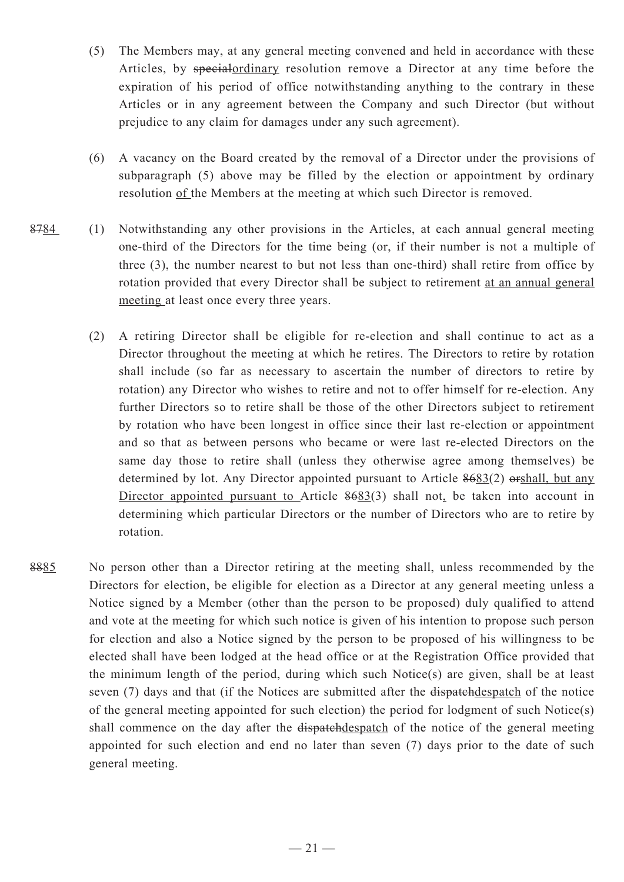(5) The Members may, at any general meeting convened and held in accordance with these Articles, by ~~special~~ordinary resolution remove a Director at any time before the expiration of his period of office notwithstanding anything to the contrary in these Articles or in any agreement between the Company and such Director (but without prejudice to any claim for damages under any such agreement).

(6) A vacancy on the Board created by the removal of a Director under the provisions of subparagraph (5) above may be filled by the election or appointment by ordinary resolution of the Members at the meeting at which such Director is removed.

~~87~~84 (1) Notwithstanding any other provisions in the Articles, at each annual general meeting one-third of the Directors for the time being (or, if their number is not a multiple of three (3), the number nearest to but not less than one-third) shall retire from office by rotation provided that every Director shall be subject to retirement at an annual general meeting at least once every three years.

(2) A retiring Director shall be eligible for re-election and shall continue to act as a Director throughout the meeting at which he retires. The Directors to retire by rotation shall include (so far as necessary to ascertain the number of directors to retire by rotation) any Director who wishes to retire and not to offer himself for re-election. Any further Directors so to retire shall be those of the other Directors subject to retirement by rotation who have been longest in office since their last re-election or appointment and so that as between persons who became or were last re-elected Directors on the same day those to retire shall (unless they otherwise agree among themselves) be determined by lot. Any Director appointed pursuant to Article ~~86~~83(2) ~~or~~shall, but any Director appointed pursuant to Article ~~86~~83(3) shall not, be taken into account in determining which particular Directors or the number of Directors who are to retire by rotation.

~~88~~85 No person other than a Director retiring at the meeting shall, unless recommended by the Directors for election, be eligible for election as a Director at any general meeting unless a Notice signed by a Member (other than the person to be proposed) duly qualified to attend and vote at the meeting for which such notice is given of his intention to propose such person for election and also a Notice signed by the person to be proposed of his willingness to be elected shall have been lodged at the head office or at the Registration Office provided that the minimum length of the period, during which such Notice(s) are given, shall be at least seven (7) days and that (if the Notices are submitted after the ~~dispatch~~despatch of the notice of the general meeting appointed for such election) the period for lodgment of such Notice(s) shall commence on the day after the ~~dispatch~~despatch of the notice of the general meeting appointed for such election and end no later than seven (7) days prior to the date of such general meeting.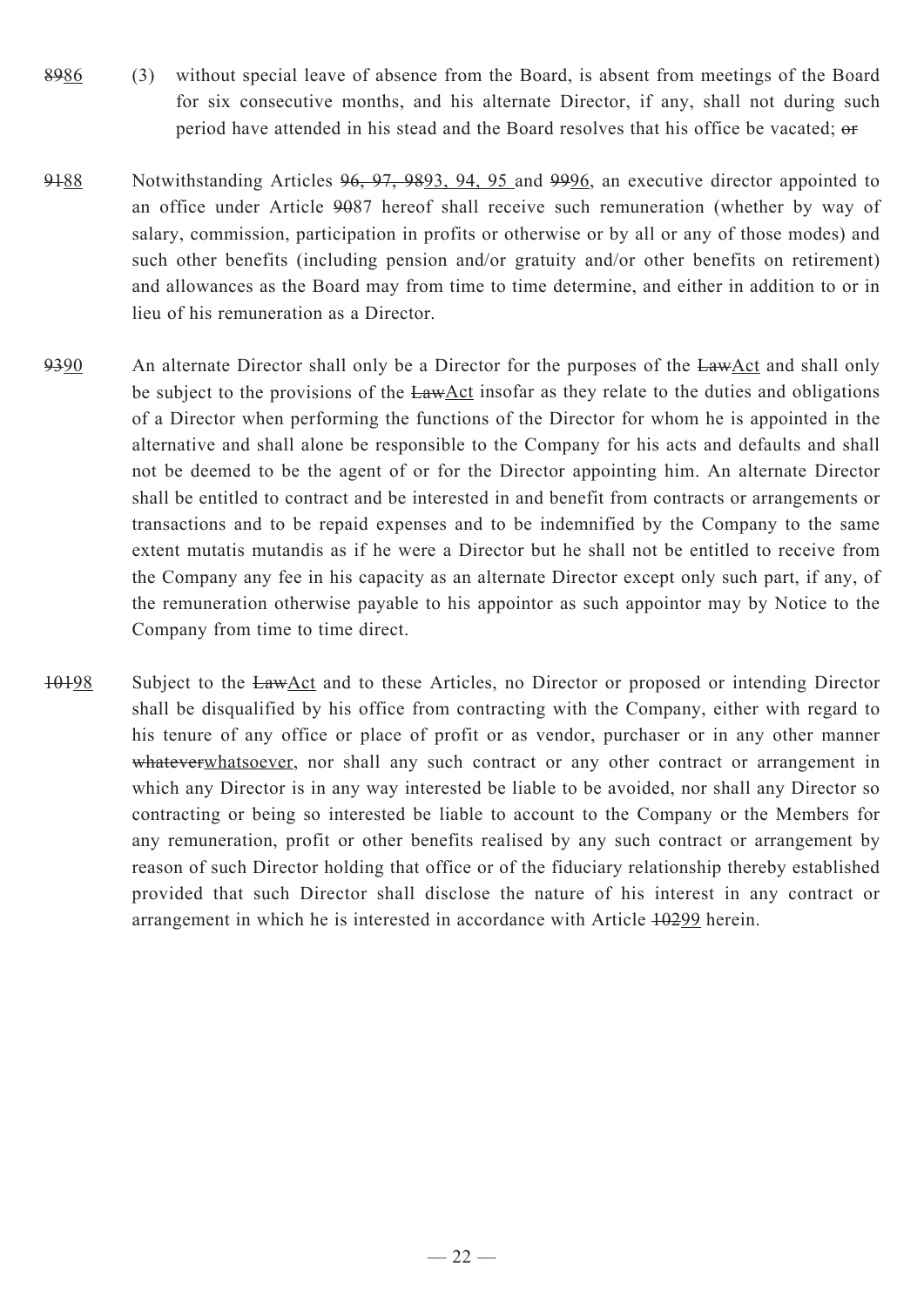~~89~~<u>86</u> (3) without special leave of absence from the Board, is absent from meetings of the Board for six consecutive months, and his alternate Director, if any, shall not during such period have attended in his stead and the Board resolves that his office be vacated; ~~or~~

~~91~~<u>88</u> Notwithstanding Articles ~~96, 97, 98~~<u>93, 94, 95</u> and ~~99~~<u>96</u>, an executive director appointed to an office under Article ~~90~~87 hereof shall receive such remuneration (whether by way of salary, commission, participation in profits or otherwise or by all or any of those modes) and such other benefits (including pension and/or gratuity and/or other benefits on retirement) and allowances as the Board may from time to time determine, and either in addition to or in lieu of his remuneration as a Director.

~~93~~<u>90</u> An alternate Director shall only be a Director for the purposes of the ~~Law~~<u>Act</u> and shall only be subject to the provisions of the ~~Law~~<u>Act</u> insofar as they relate to the duties and obligations of a Director when performing the functions of the Director for whom he is appointed in the alternative and shall alone be responsible to the Company for his acts and defaults and shall not be deemed to be the agent of or for the Director appointing him. An alternate Director shall be entitled to contract and be interested in and benefit from contracts or arrangements or transactions and to be repaid expenses and to be indemnified by the Company to the same extent mutatis mutandis as if he were a Director but he shall not be entitled to receive from the Company any fee in his capacity as an alternate Director except only such part, if any, of the remuneration otherwise payable to his appointor as such appointor may by Notice to the Company from time to time direct.

~~101~~<u>98</u> Subject to the ~~Law~~<u>Act</u> and to these Articles, no Director or proposed or intending Director shall be disqualified by his office from contracting with the Company, either with regard to his tenure of any office or place of profit or as vendor, purchaser or in any other manner ~~whatever~~<u>whatsoever</u>, nor shall any such contract or any other contract or arrangement in which any Director is in any way interested be liable to be avoided, nor shall any Director so contracting or being so interested be liable to account to the Company or the Members for any remuneration, profit or other benefits realised by any such contract or arrangement by reason of such Director holding that office or of the fiduciary relationship thereby established provided that such Director shall disclose the nature of his interest in any contract or arrangement in which he is interested in accordance with Article ~~102~~<u>99</u> herein.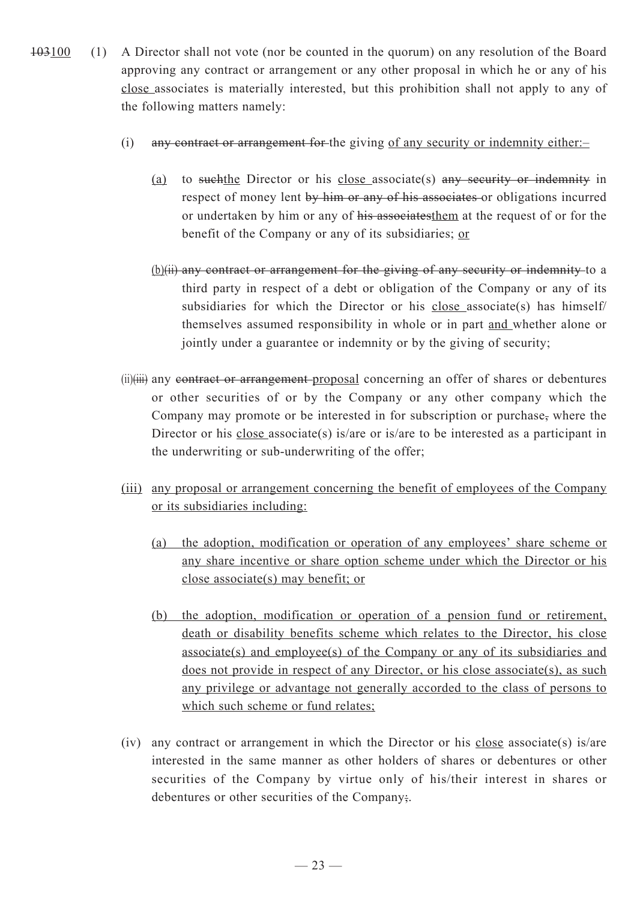~~103~~<u>100</u> (1) A Director shall not vote (nor be counted in the quorum) on any resolution of the Board approving any contract or arrangement or any other proposal in which he or any of his <u>close</u> associates is materially interested, but this prohibition shall not apply to any of the following matters namely:

(i) ~~any contract or arrangement for~~ the giving <u>of any security or indemnity either:–</u>

<u>(a)</u> to ~~such~~<u>the</u> Director or his <u>close</u> associate(s) ~~any security or indemnity~~ in respect of money lent ~~by him or any of his associates~~ or obligations incurred or undertaken by him or any of ~~his associates~~<u>them</u> at the request of or for the benefit of the Company or any of its subsidiaries; <u>or</u>

<u>(b)</u>~~(ii) any contract or arrangement for the giving of any security or indemnity~~ to a third party in respect of a debt or obligation of the Company or any of its subsidiaries for which the Director or his <u>close</u> associate(s) has himself/ themselves assumed responsibility in whole or in part <u>and</u> whether alone or jointly under a guarantee or indemnity or by the giving of security;

<u>(ii)</u>~~(iii)~~ any ~~contract or arrangement~~ <u>proposal</u> concerning an offer of shares or debentures or other securities of or by the Company or any other company which the Company may promote or be interested in for subscription or purchase~~,~~ where the Director or his <u>close</u> associate(s) is/are or is/are to be interested as a participant in the underwriting or sub-underwriting of the offer;

<u>(iii) any proposal or arrangement concerning the benefit of employees of the Company or its subsidiaries including:</u>

<u>(a) the adoption, modification or operation of any employees' share scheme or any share incentive or share option scheme under which the Director or his close associate(s) may benefit; or</u>

<u>(b) the adoption, modification or operation of a pension fund or retirement, death or disability benefits scheme which relates to the Director, his close associate(s) and employee(s) of the Company or any of its subsidiaries and does not provide in respect of any Director, or his close associate(s), as such any privilege or advantage not generally accorded to the class of persons to which such scheme or fund relates;</u>

(iv) any contract or arrangement in which the Director or his <u>close</u> associate(s) is/are interested in the same manner as other holders of shares or debentures or other securities of the Company by virtue only of his/their interest in shares or debentures or other securities of the Company~~;~~.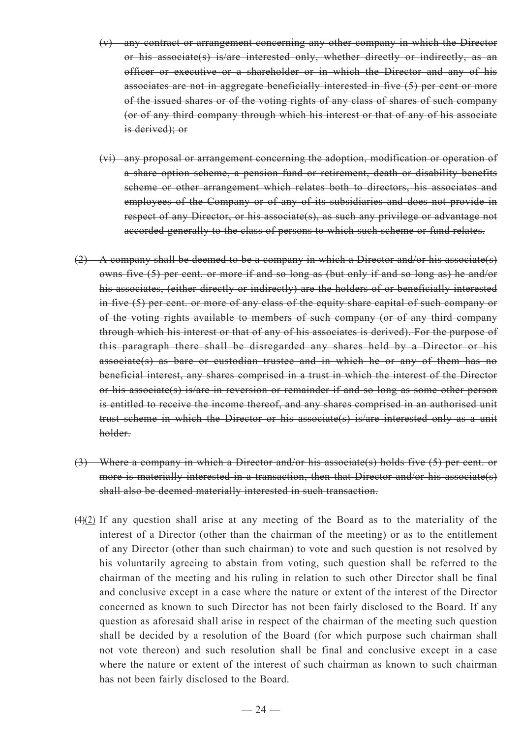~~(v) any contract or arrangement concerning any other company in which the Director or his associate(s) is/are interested only, whether directly or indirectly, as an officer or executive or a shareholder or in which the Director and any of his associates are not in aggregate beneficially interested in five (5) per cent or more of the issued shares or of the voting rights of any class of shares of such company (or of any third company through which his interest or that of any of his associate is derived); or~~

~~(vi) any proposal or arrangement concerning the adoption, modification or operation of a share option scheme, a pension fund or retirement, death or disability benefits scheme or other arrangement which relates both to directors, his associates and employees of the Company or of any of its subsidiaries and does not provide in respect of any Director, or his associate(s), as such any privilege or advantage not accorded generally to the class of persons to which such scheme or fund relates.~~

~~(2) A company shall be deemed to be a company in which a Director and/or his associate(s) owns five (5) per cent. or more if and so long as (but only if and so long as) he and/or his associates, (either directly or indirectly) are the holders of or beneficially interested in five (5) per cent. or more of any class of the equity share capital of such company or of the voting rights available to members of such company (or of any third company through which his interest or that of any of his associates is derived). For the purpose of this paragraph there shall be disregarded any shares held by a Director or his associate(s) as bare or custodian trustee and in which he or any of them has no beneficial interest, any shares comprised in a trust in which the interest of the Director or his associate(s) is/are in reversion or remainder if and so long as some other person is entitled to receive the income thereof, and any shares comprised in an authorised unit trust scheme in which the Director or his associate(s) is/are interested only as a unit holder.~~

~~(3) Where a company in which a Director and/or his associate(s) holds five (5) per cent. or more is materially interested in a transaction, then that Director and/or his associate(s) shall also be deemed materially interested in such transaction.~~

~~(4)~~(2) If any question shall arise at any meeting of the Board as to the materiality of the interest of a Director (other than the chairman of the meeting) or as to the entitlement of any Director (other than such chairman) to vote and such question is not resolved by his voluntarily agreeing to abstain from voting, such question shall be referred to the chairman of the meeting and his ruling in relation to such other Director shall be final and conclusive except in a case where the nature or extent of the interest of the Director concerned as known to such Director has not been fairly disclosed to the Board. If any question as aforesaid shall arise in respect of the chairman of the meeting such question shall be decided by a resolution of the Board (for which purpose such chairman shall not vote thereon) and such resolution shall be final and conclusive except in a case where the nature or extent of the interest of such chairman as known to such chairman has not been fairly disclosed to the Board.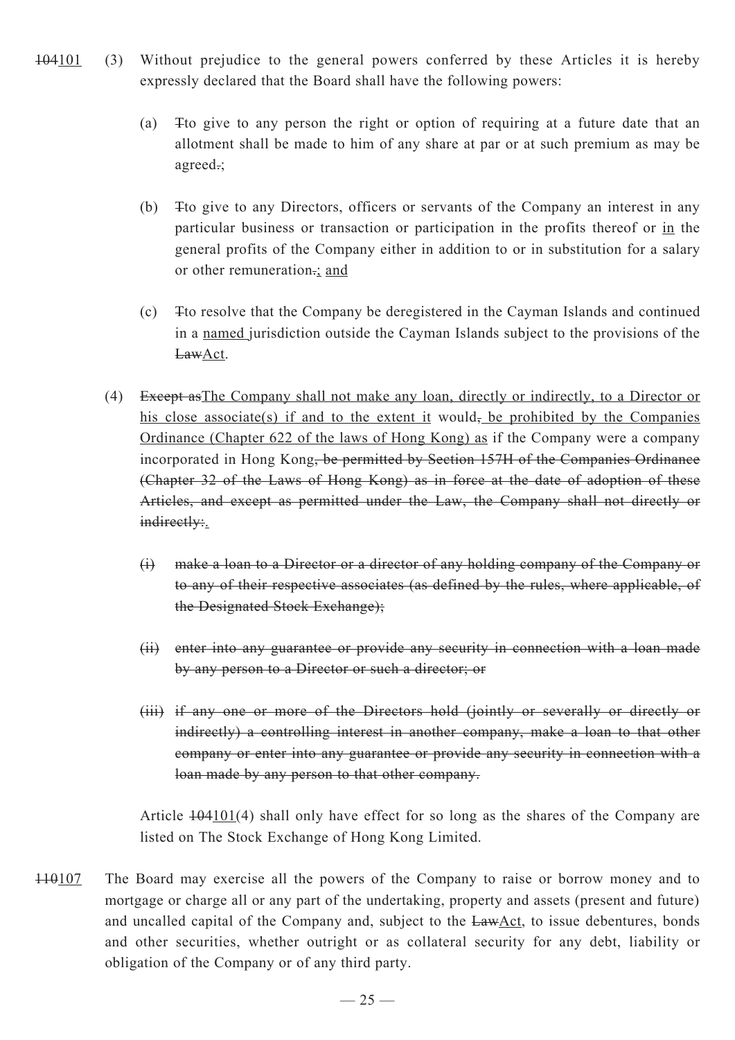~~104~~<u>101</u> (3) Without prejudice to the general powers conferred by these Articles it is hereby expressly declared that the Board shall have the following powers:

(a) ~~T~~to give to any person the right or option of requiring at a future date that an allotment shall be made to him of any share at par or at such premium as may be agreed~~.~~;

(b) ~~T~~to give to any Directors, officers or servants of the Company an interest in any particular business or transaction or participation in the profits thereof or <u>in</u> the general profits of the Company either in addition to or in substitution for a salary or other remuneration~~.~~; <u>and</u>

(c) ~~T~~to resolve that the Company be deregistered in the Cayman Islands and continued in a <u>named</u> jurisdiction outside the Cayman Islands subject to the provisions of the ~~Law~~<u>Act</u>.

(4) ~~Except as~~<u>The Company shall not make any loan, directly or indirectly, to a Director or his close associate(s) if and to the extent it</u> would~~,~~ <u>be prohibited by the Companies Ordinance (Chapter 622 of the laws of Hong Kong) as</u> if the Company were a company incorporated in Hong Kong~~, be permitted by Section 157H of the Companies Ordinance (Chapter 32 of the Laws of Hong Kong) as in force at the date of adoption of these Articles, and except as permitted under the Law, the Company shall not directly or indirectly:~~<u>.</u>

~~(i) make a loan to a Director or a director of any holding company of the Company or to any of their respective associates (as defined by the rules, where applicable, of the Designated Stock Exchange);~~

~~(ii) enter into any guarantee or provide any security in connection with a loan made by any person to a Director or such a director; or~~

~~(iii) if any one or more of the Directors hold (jointly or severally or directly or indirectly) a controlling interest in another company, make a loan to that other company or enter into any guarantee or provide any security in connection with a loan made by any person to that other company.~~

Article ~~104~~<u>101</u>(4) shall only have effect for so long as the shares of the Company are listed on The Stock Exchange of Hong Kong Limited.

~~110~~<u>107</u> The Board may exercise all the powers of the Company to raise or borrow money and to mortgage or charge all or any part of the undertaking, property and assets (present and future) and uncalled capital of the Company and, subject to the ~~Law~~<u>Act</u>, to issue debentures, bonds and other securities, whether outright or as collateral security for any debt, liability or obligation of the Company or of any third party.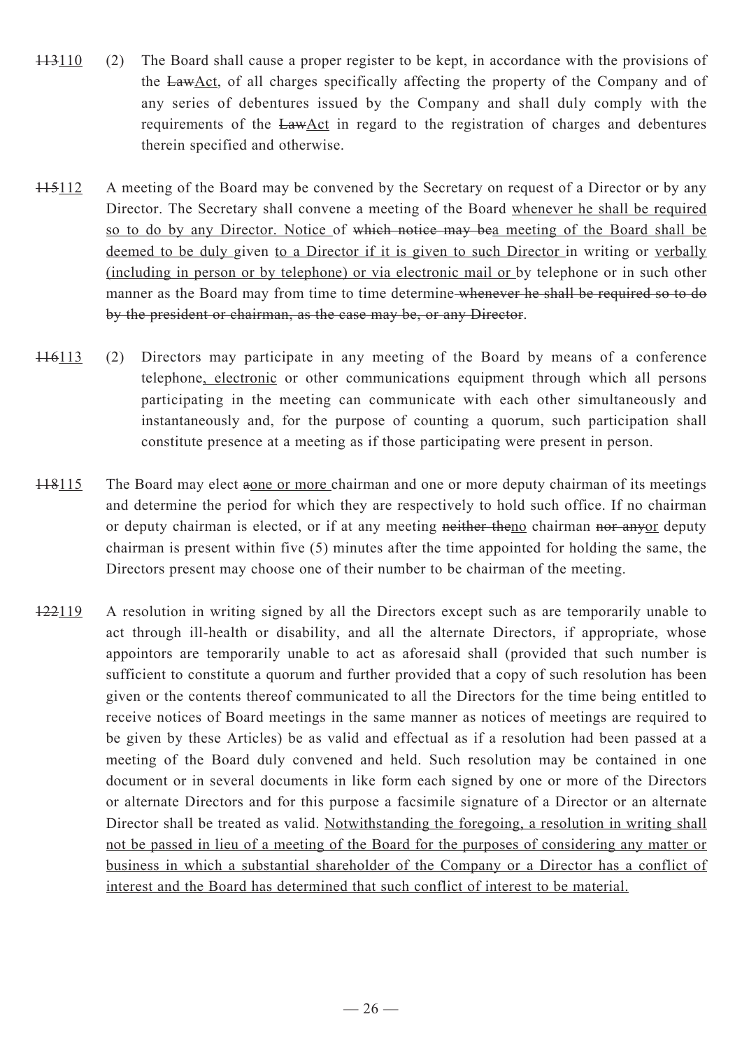~~113~~<u>110</u> (2) The Board shall cause a proper register to be kept, in accordance with the provisions of the ~~Law~~<u>Act</u>, of all charges specifically affecting the property of the Company and of any series of debentures issued by the Company and shall duly comply with the requirements of the ~~Law~~<u>Act</u> in regard to the registration of charges and debentures therein specified and otherwise.

~~115~~<u>112</u> A meeting of the Board may be convened by the Secretary on request of a Director or by any Director. The Secretary shall convene a meeting of the Board <u>whenever he shall be required so to do by any Director. Notice</u> of ~~which notice may be~~<u>a meeting of the Board shall be deemed to be duly</u> given <u>to a Director if it is given to such Director</u> in writing or <u>verbally (including in person or by telephone) or via electronic mail or</u> by telephone or in such other manner as the Board may from time to time determine~~ whenever he shall be required so to do by the president or chairman, as the case may be, or any Director~~.

~~116~~<u>113</u> (2) Directors may participate in any meeting of the Board by means of a conference telephone<u>, electronic</u> or other communications equipment through which all persons participating in the meeting can communicate with each other simultaneously and instantaneously and, for the purpose of counting a quorum, such participation shall constitute presence at a meeting as if those participating were present in person.

~~118~~<u>115</u> The Board may elect ~~a~~<u>one or more</u> chairman and one or more deputy chairman of its meetings and determine the period for which they are respectively to hold such office. If no chairman or deputy chairman is elected, or if at any meeting ~~neither the~~<u>no</u> chairman ~~nor any~~<u>or</u> deputy chairman is present within five (5) minutes after the time appointed for holding the same, the Directors present may choose one of their number to be chairman of the meeting.

~~122~~<u>119</u> A resolution in writing signed by all the Directors except such as are temporarily unable to act through ill-health or disability, and all the alternate Directors, if appropriate, whose appointors are temporarily unable to act as aforesaid shall (provided that such number is sufficient to constitute a quorum and further provided that a copy of such resolution has been given or the contents thereof communicated to all the Directors for the time being entitled to receive notices of Board meetings in the same manner as notices of meetings are required to be given by these Articles) be as valid and effectual as if a resolution had been passed at a meeting of the Board duly convened and held. Such resolution may be contained in one document or in several documents in like form each signed by one or more of the Directors or alternate Directors and for this purpose a facsimile signature of a Director or an alternate Director shall be treated as valid. <u>Notwithstanding the foregoing, a resolution in writing shall not be passed in lieu of a meeting of the Board for the purposes of considering any matter or business in which a substantial shareholder of the Company or a Director has a conflict of interest and the Board has determined that such conflict of interest to be material.</u>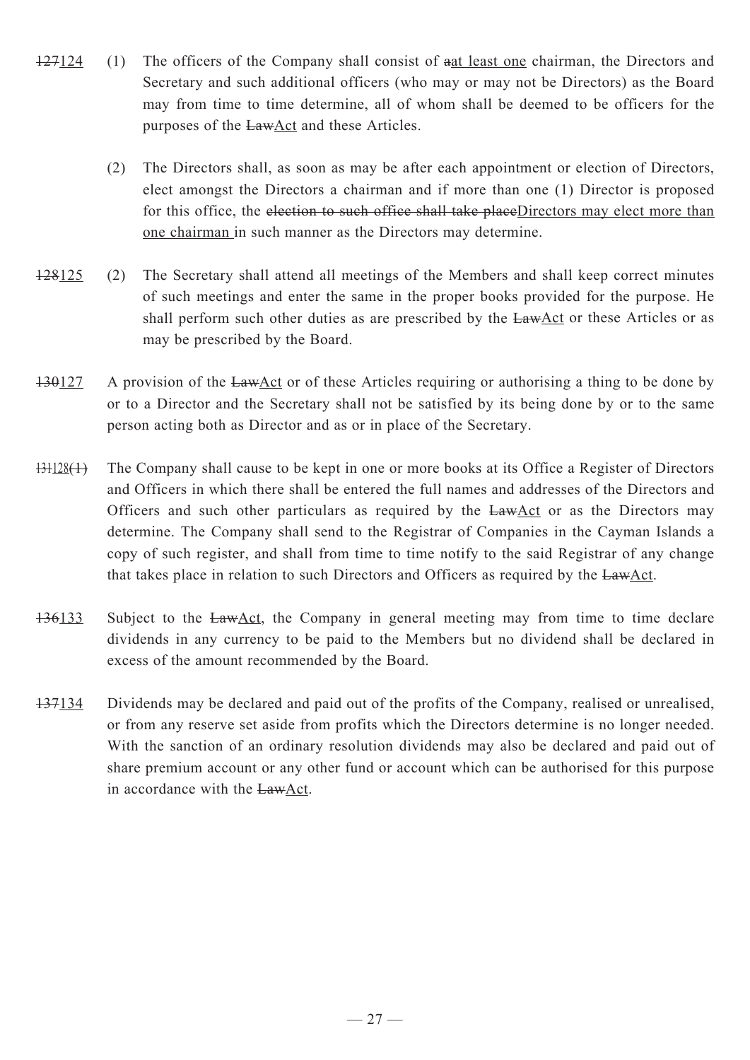~~127~~124 (1) The officers of the Company shall consist of ~~a~~at least one chairman, the Directors and Secretary and such additional officers (who may or may not be Directors) as the Board may from time to time determine, all of whom shall be deemed to be officers for the purposes of the ~~Law~~Act and these Articles.

(2) The Directors shall, as soon as may be after each appointment or election of Directors, elect amongst the Directors a chairman and if more than one (1) Director is proposed for this office, the ~~election to such office shall take place~~Directors may elect more than one chairman in such manner as the Directors may determine.

~~128~~125 (2) The Secretary shall attend all meetings of the Members and shall keep correct minutes of such meetings and enter the same in the proper books provided for the purpose. He shall perform such other duties as are prescribed by the ~~Law~~Act or these Articles or as may be prescribed by the Board.

~~130~~127 A provision of the ~~Law~~Act or of these Articles requiring or authorising a thing to be done by or to a Director and the Secretary shall not be satisfied by its being done by or to the same person acting both as Director and as or in place of the Secretary.

~~131~~128~~(1)~~ The Company shall cause to be kept in one or more books at its Office a Register of Directors and Officers in which there shall be entered the full names and addresses of the Directors and Officers and such other particulars as required by the ~~Law~~Act or as the Directors may determine. The Company shall send to the Registrar of Companies in the Cayman Islands a copy of such register, and shall from time to time notify to the said Registrar of any change that takes place in relation to such Directors and Officers as required by the ~~Law~~Act.

~~136~~133 Subject to the ~~Law~~Act, the Company in general meeting may from time to time declare dividends in any currency to be paid to the Members but no dividend shall be declared in excess of the amount recommended by the Board.

~~137~~134 Dividends may be declared and paid out of the profits of the Company, realised or unrealised, or from any reserve set aside from profits which the Directors determine is no longer needed. With the sanction of an ordinary resolution dividends may also be declared and paid out of share premium account or any other fund or account which can be authorised for this purpose in accordance with the ~~Law~~Act.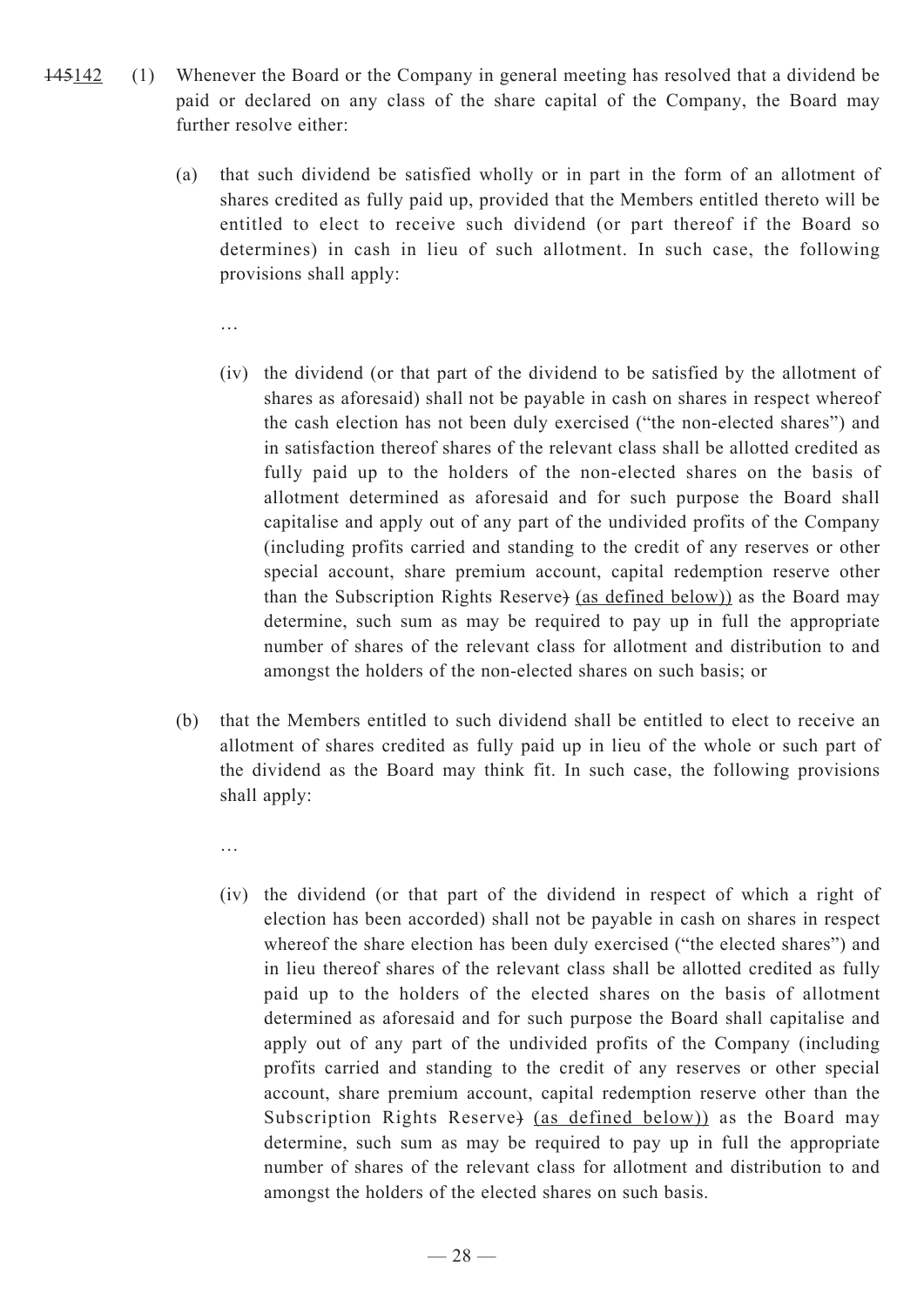~~145~~<u>142</u> (1) Whenever the Board or the Company in general meeting has resolved that a dividend be paid or declared on any class of the share capital of the Company, the Board may further resolve either:

(a) that such dividend be satisfied wholly or in part in the form of an allotment of shares credited as fully paid up, provided that the Members entitled thereto will be entitled to elect to receive such dividend (or part thereof if the Board so determines) in cash in lieu of such allotment. In such case, the following provisions shall apply:

…

(iv) the dividend (or that part of the dividend to be satisfied by the allotment of shares as aforesaid) shall not be payable in cash on shares in respect whereof the cash election has not been duly exercised ("the non-elected shares") and in satisfaction thereof shares of the relevant class shall be allotted credited as fully paid up to the holders of the non-elected shares on the basis of allotment determined as aforesaid and for such purpose the Board shall capitalise and apply out of any part of the undivided profits of the Company (including profits carried and standing to the credit of any reserves or other special account, share premium account, capital redemption reserve other than the Subscription Rights Reserve~~)~~ <u>(as defined below))</u> as the Board may determine, such sum as may be required to pay up in full the appropriate number of shares of the relevant class for allotment and distribution to and amongst the holders of the non-elected shares on such basis; or

(b) that the Members entitled to such dividend shall be entitled to elect to receive an allotment of shares credited as fully paid up in lieu of the whole or such part of the dividend as the Board may think fit. In such case, the following provisions shall apply:

…

(iv) the dividend (or that part of the dividend in respect of which a right of election has been accorded) shall not be payable in cash on shares in respect whereof the share election has been duly exercised ("the elected shares") and in lieu thereof shares of the relevant class shall be allotted credited as fully paid up to the holders of the elected shares on the basis of allotment determined as aforesaid and for such purpose the Board shall capitalise and apply out of any part of the undivided profits of the Company (including profits carried and standing to the credit of any reserves or other special account, share premium account, capital redemption reserve other than the Subscription Rights Reserve~~)~~ <u>(as defined below))</u> as the Board may determine, such sum as may be required to pay up in full the appropriate number of shares of the relevant class for allotment and distribution to and amongst the holders of the elected shares on such basis.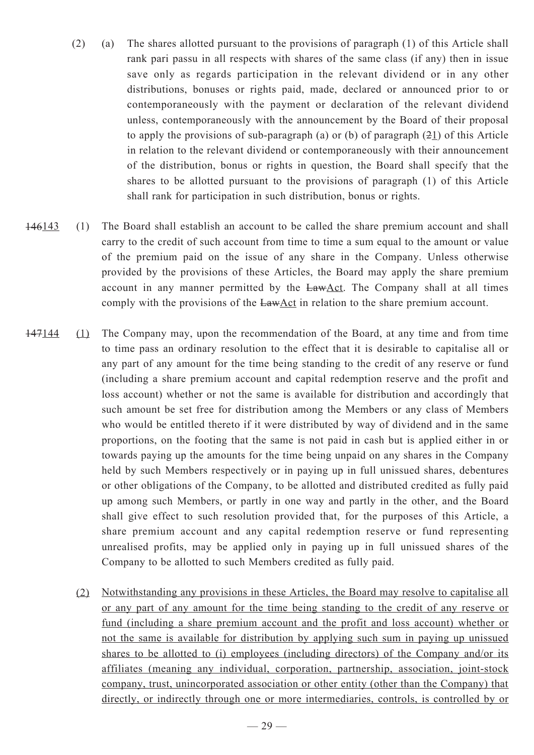(2) (a) The shares allotted pursuant to the provisions of paragraph (1) of this Article shall rank pari passu in all respects with shares of the same class (if any) then in issue save only as regards participation in the relevant dividend or in any other distributions, bonuses or rights paid, made, declared or announced prior to or contemporaneously with the payment or declaration of the relevant dividend unless, contemporaneously with the announcement by the Board of their proposal to apply the provisions of sub-paragraph (a) or (b) of paragraph (~~2~~1) of this Article in relation to the relevant dividend or contemporaneously with their announcement of the distribution, bonus or rights in question, the Board shall specify that the shares to be allotted pursuant to the provisions of paragraph (1) of this Article shall rank for participation in such distribution, bonus or rights.

~~146~~143 (1) The Board shall establish an account to be called the share premium account and shall carry to the credit of such account from time to time a sum equal to the amount or value of the premium paid on the issue of any share in the Company. Unless otherwise provided by the provisions of these Articles, the Board may apply the share premium account in any manner permitted by the ~~Law~~Act. The Company shall at all times comply with the provisions of the ~~Law~~Act in relation to the share premium account.

~~147~~144 (1) The Company may, upon the recommendation of the Board, at any time and from time to time pass an ordinary resolution to the effect that it is desirable to capitalise all or any part of any amount for the time being standing to the credit of any reserve or fund (including a share premium account and capital redemption reserve and the profit and loss account) whether or not the same is available for distribution and accordingly that such amount be set free for distribution among the Members or any class of Members who would be entitled thereto if it were distributed by way of dividend and in the same proportions, on the footing that the same is not paid in cash but is applied either in or towards paying up the amounts for the time being unpaid on any shares in the Company held by such Members respectively or in paying up in full unissued shares, debentures or other obligations of the Company, to be allotted and distributed credited as fully paid up among such Members, or partly in one way and partly in the other, and the Board shall give effect to such resolution provided that, for the purposes of this Article, a share premium account and any capital redemption reserve or fund representing unrealised profits, may be applied only in paying up in full unissued shares of the Company to be allotted to such Members credited as fully paid.

(2) Notwithstanding any provisions in these Articles, the Board may resolve to capitalise all or any part of any amount for the time being standing to the credit of any reserve or fund (including a share premium account and the profit and loss account) whether or not the same is available for distribution by applying such sum in paying up unissued shares to be allotted to (i) employees (including directors) of the Company and/or its affiliates (meaning any individual, corporation, partnership, association, joint-stock company, trust, unincorporated association or other entity (other than the Company) that directly, or indirectly through one or more intermediaries, controls, is controlled by or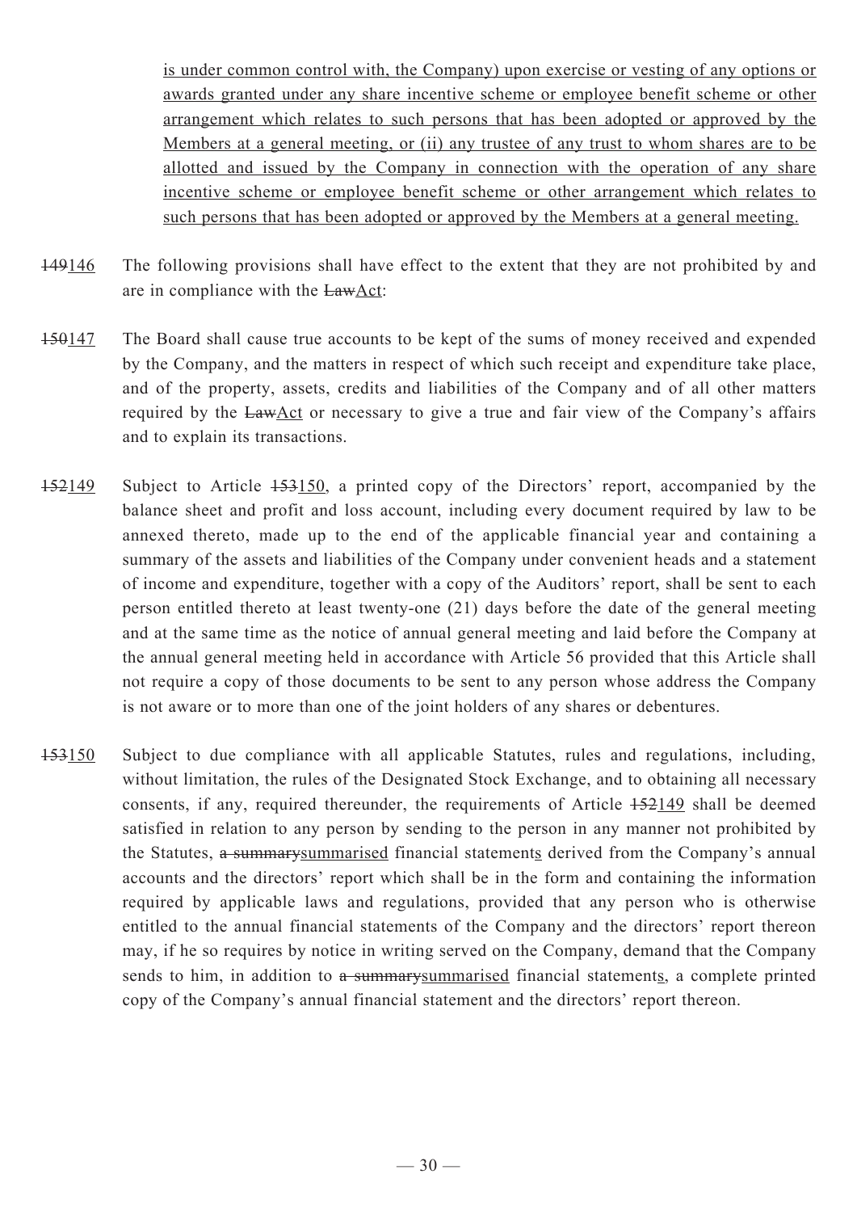is under common control with, the Company) upon exercise or vesting of any options or awards granted under any share incentive scheme or employee benefit scheme or other arrangement which relates to such persons that has been adopted or approved by the Members at a general meeting, or (ii) any trustee of any trust to whom shares are to be allotted and issued by the Company in connection with the operation of any share incentive scheme or employee benefit scheme or other arrangement which relates to such persons that has been adopted or approved by the Members at a general meeting.

~~149~~146 The following provisions shall have effect to the extent that they are not prohibited by and are in compliance with the ~~Law~~Act:

~~150~~147 The Board shall cause true accounts to be kept of the sums of money received and expended by the Company, and the matters in respect of which such receipt and expenditure take place, and of the property, assets, credits and liabilities of the Company and of all other matters required by the ~~Law~~Act or necessary to give a true and fair view of the Company's affairs and to explain its transactions.

~~152~~149 Subject to Article ~~153~~150, a printed copy of the Directors' report, accompanied by the balance sheet and profit and loss account, including every document required by law to be annexed thereto, made up to the end of the applicable financial year and containing a summary of the assets and liabilities of the Company under convenient heads and a statement of income and expenditure, together with a copy of the Auditors' report, shall be sent to each person entitled thereto at least twenty-one (21) days before the date of the general meeting and at the same time as the notice of annual general meeting and laid before the Company at the annual general meeting held in accordance with Article 56 provided that this Article shall not require a copy of those documents to be sent to any person whose address the Company is not aware or to more than one of the joint holders of any shares or debentures.

~~153~~150 Subject to due compliance with all applicable Statutes, rules and regulations, including, without limitation, the rules of the Designated Stock Exchange, and to obtaining all necessary consents, if any, required thereunder, the requirements of Article ~~152~~149 shall be deemed satisfied in relation to any person by sending to the person in any manner not prohibited by the Statutes, ~~a summary~~summarised financial statements derived from the Company's annual accounts and the directors' report which shall be in the form and containing the information required by applicable laws and regulations, provided that any person who is otherwise entitled to the annual financial statements of the Company and the directors' report thereon may, if he so requires by notice in writing served on the Company, demand that the Company sends to him, in addition to ~~a summary~~summarised financial statements, a complete printed copy of the Company's annual financial statement and the directors' report thereon.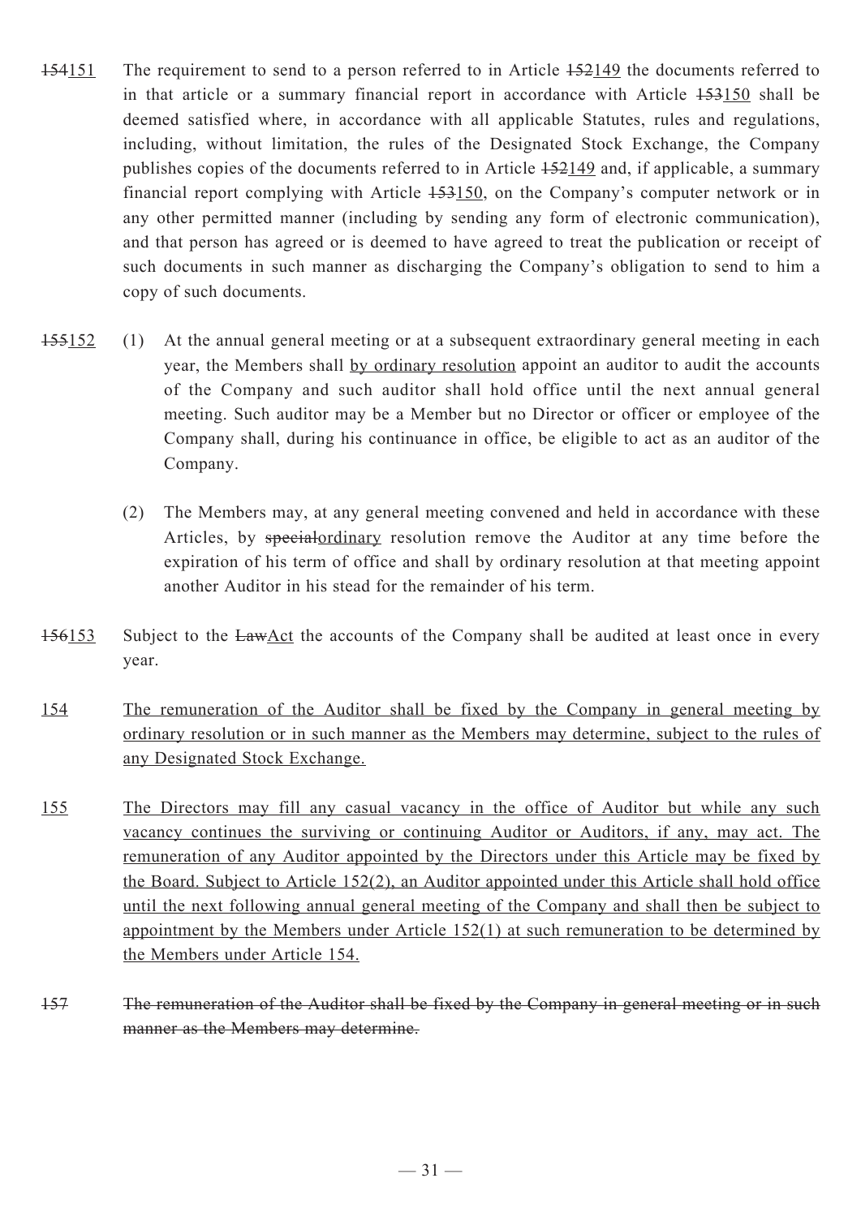~~154~~151 The requirement to send to a person referred to in Article ~~152~~149 the documents referred to in that article or a summary financial report in accordance with Article ~~153~~150 shall be deemed satisfied where, in accordance with all applicable Statutes, rules and regulations, including, without limitation, the rules of the Designated Stock Exchange, the Company publishes copies of the documents referred to in Article ~~152~~149 and, if applicable, a summary financial report complying with Article ~~153~~150, on the Company's computer network or in any other permitted manner (including by sending any form of electronic communication), and that person has agreed or is deemed to have agreed to treat the publication or receipt of such documents in such manner as discharging the Company's obligation to send to him a copy of such documents.

~~155~~152 (1) At the annual general meeting or at a subsequent extraordinary general meeting in each year, the Members shall by ordinary resolution appoint an auditor to audit the accounts of the Company and such auditor shall hold office until the next annual general meeting. Such auditor may be a Member but no Director or officer or employee of the Company shall, during his continuance in office, be eligible to act as an auditor of the Company.

(2) The Members may, at any general meeting convened and held in accordance with these Articles, by ~~special~~ordinary resolution remove the Auditor at any time before the expiration of his term of office and shall by ordinary resolution at that meeting appoint another Auditor in his stead for the remainder of his term.

~~156~~153 Subject to the ~~Law~~Act the accounts of the Company shall be audited at least once in every year.

154 The remuneration of the Auditor shall be fixed by the Company in general meeting by ordinary resolution or in such manner as the Members may determine, subject to the rules of any Designated Stock Exchange.

155 The Directors may fill any casual vacancy in the office of Auditor but while any such vacancy continues the surviving or continuing Auditor or Auditors, if any, may act. The remuneration of any Auditor appointed by the Directors under this Article may be fixed by the Board. Subject to Article 152(2), an Auditor appointed under this Article shall hold office until the next following annual general meeting of the Company and shall then be subject to appointment by the Members under Article 152(1) at such remuneration to be determined by the Members under Article 154.

~~157 The remuneration of the Auditor shall be fixed by the Company in general meeting or in such manner as the Members may determine.~~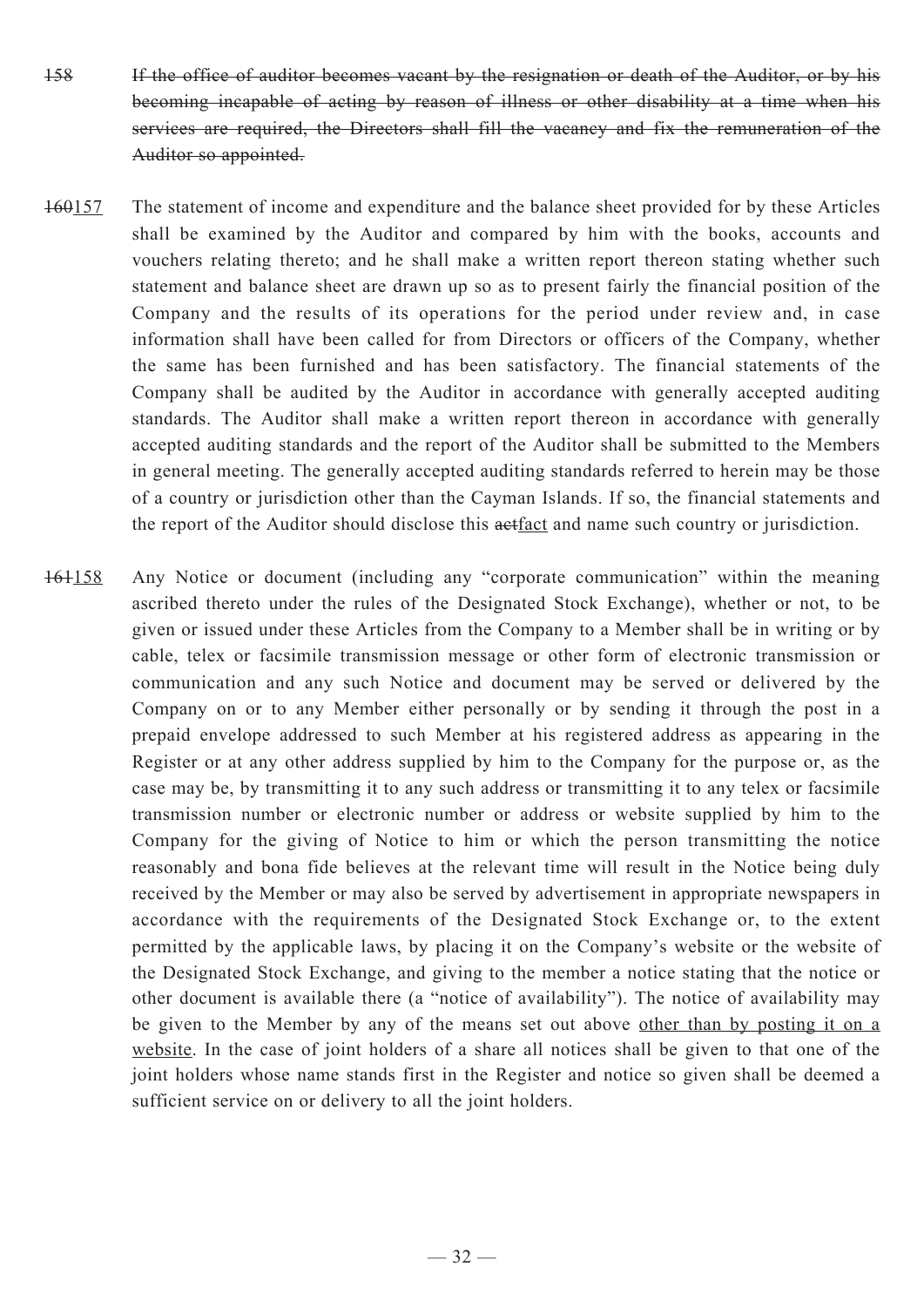~~158~~ ~~If the office of auditor becomes vacant by the resignation or death of the Auditor, or by his becoming incapable of acting by reason of illness or other disability at a time when his services are required, the Directors shall fill the vacancy and fix the remuneration of the Auditor so appointed.~~

~~160~~<u>157</u> The statement of income and expenditure and the balance sheet provided for by these Articles shall be examined by the Auditor and compared by him with the books, accounts and vouchers relating thereto; and he shall make a written report thereon stating whether such statement and balance sheet are drawn up so as to present fairly the financial position of the Company and the results of its operations for the period under review and, in case information shall have been called for from Directors or officers of the Company, whether the same has been furnished and has been satisfactory. The financial statements of the Company shall be audited by the Auditor in accordance with generally accepted auditing standards. The Auditor shall make a written report thereon in accordance with generally accepted auditing standards and the report of the Auditor shall be submitted to the Members in general meeting. The generally accepted auditing standards referred to herein may be those of a country or jurisdiction other than the Cayman Islands. If so, the financial statements and the report of the Auditor should disclose this ~~act~~<u>fact</u> and name such country or jurisdiction.

~~161~~<u>158</u> Any Notice or document (including any "corporate communication" within the meaning ascribed thereto under the rules of the Designated Stock Exchange), whether or not, to be given or issued under these Articles from the Company to a Member shall be in writing or by cable, telex or facsimile transmission message or other form of electronic transmission or communication and any such Notice and document may be served or delivered by the Company on or to any Member either personally or by sending it through the post in a prepaid envelope addressed to such Member at his registered address as appearing in the Register or at any other address supplied by him to the Company for the purpose or, as the case may be, by transmitting it to any such address or transmitting it to any telex or facsimile transmission number or electronic number or address or website supplied by him to the Company for the giving of Notice to him or which the person transmitting the notice reasonably and bona fide believes at the relevant time will result in the Notice being duly received by the Member or may also be served by advertisement in appropriate newspapers in accordance with the requirements of the Designated Stock Exchange or, to the extent permitted by the applicable laws, by placing it on the Company's website or the website of the Designated Stock Exchange, and giving to the member a notice stating that the notice or other document is available there (a "notice of availability"). The notice of availability may be given to the Member by any of the means set out above <u>other than by posting it on a website</u>. In the case of joint holders of a share all notices shall be given to that one of the joint holders whose name stands first in the Register and notice so given shall be deemed a sufficient service on or delivery to all the joint holders.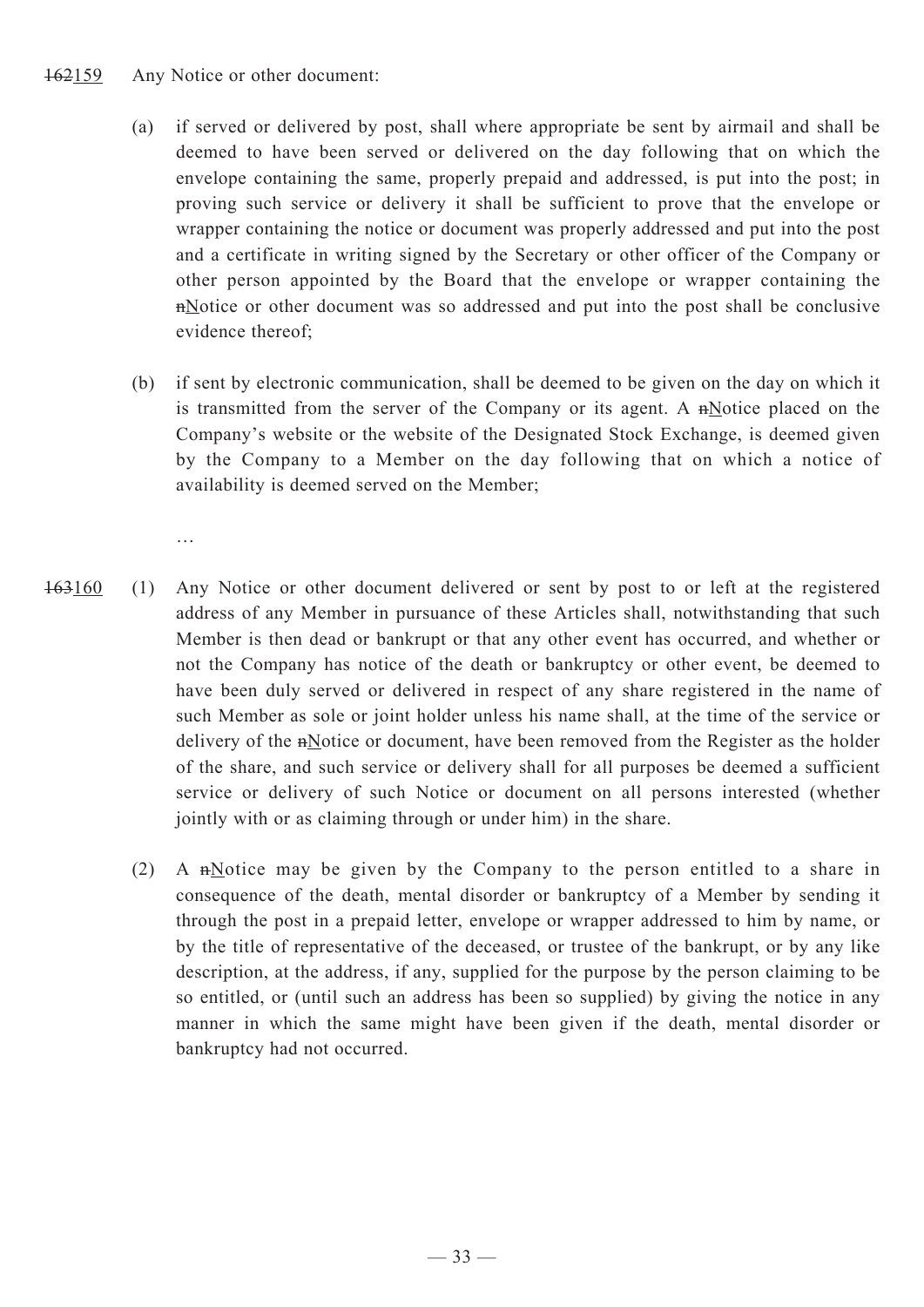~~162~~159 Any Notice or other document:

(a) if served or delivered by post, shall where appropriate be sent by airmail and shall be deemed to have been served or delivered on the day following that on which the envelope containing the same, properly prepaid and addressed, is put into the post; in proving such service or delivery it shall be sufficient to prove that the envelope or wrapper containing the notice or document was properly addressed and put into the post and a certificate in writing signed by the Secretary or other officer of the Company or other person appointed by the Board that the envelope or wrapper containing the ~~n~~Notice or other document was so addressed and put into the post shall be conclusive evidence thereof;

(b) if sent by electronic communication, shall be deemed to be given on the day on which it is transmitted from the server of the Company or its agent. A ~~n~~Notice placed on the Company's website or the website of the Designated Stock Exchange, is deemed given by the Company to a Member on the day following that on which a notice of availability is deemed served on the Member;

…

~~163~~160 (1) Any Notice or other document delivered or sent by post to or left at the registered address of any Member in pursuance of these Articles shall, notwithstanding that such Member is then dead or bankrupt or that any other event has occurred, and whether or not the Company has notice of the death or bankruptcy or other event, be deemed to have been duly served or delivered in respect of any share registered in the name of such Member as sole or joint holder unless his name shall, at the time of the service or delivery of the ~~n~~Notice or document, have been removed from the Register as the holder of the share, and such service or delivery shall for all purposes be deemed a sufficient service or delivery of such Notice or document on all persons interested (whether jointly with or as claiming through or under him) in the share.

(2) A ~~n~~Notice may be given by the Company to the person entitled to a share in consequence of the death, mental disorder or bankruptcy of a Member by sending it through the post in a prepaid letter, envelope or wrapper addressed to him by name, or by the title of representative of the deceased, or trustee of the bankrupt, or by any like description, at the address, if any, supplied for the purpose by the person claiming to be so entitled, or (until such an address has been so supplied) by giving the notice in any manner in which the same might have been given if the death, mental disorder or bankruptcy had not occurred.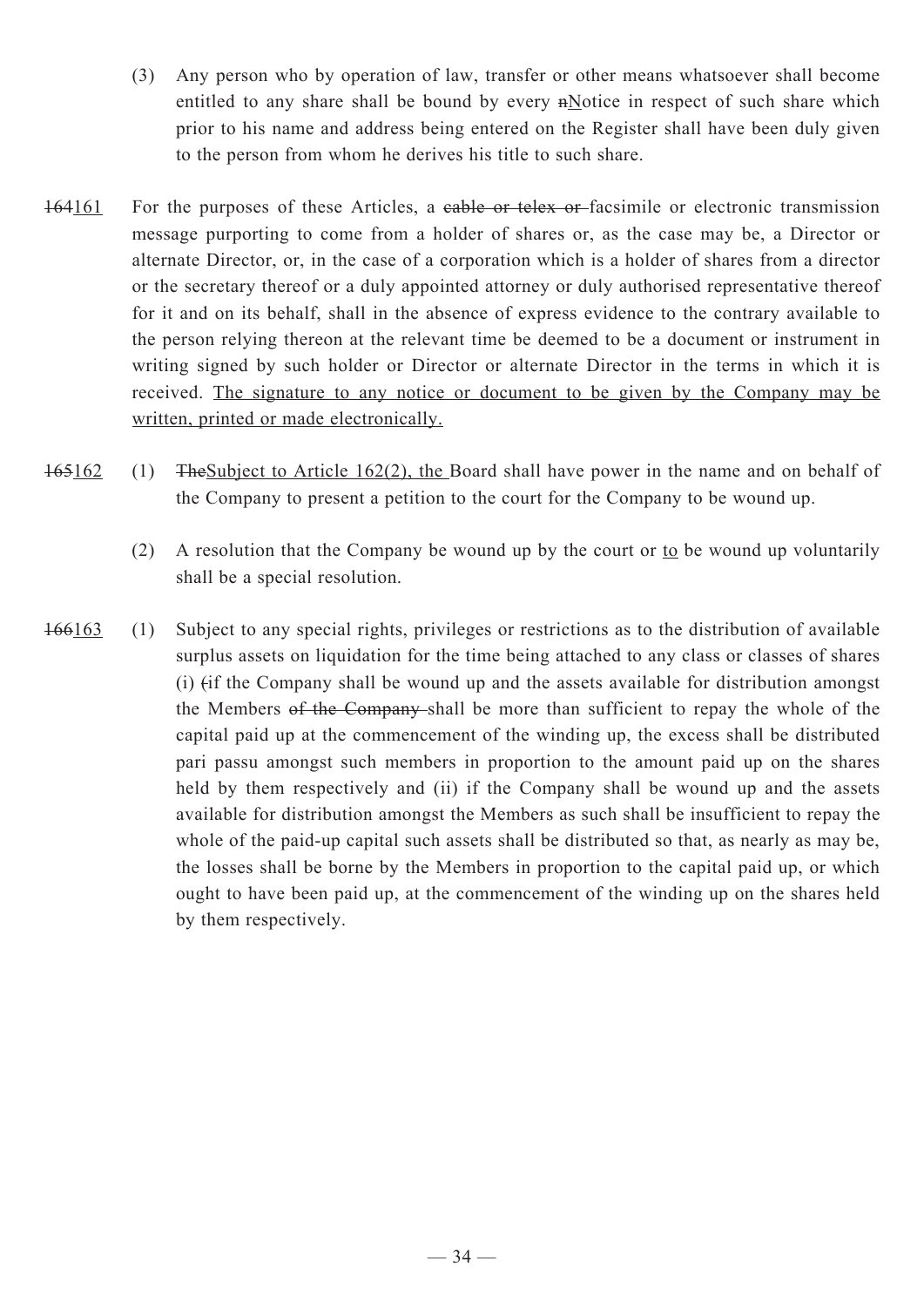(3) Any person who by operation of law, transfer or other means whatsoever shall become entitled to any share shall be bound by every ~~n~~Notice in respect of such share which prior to his name and address being entered on the Register shall have been duly given to the person from whom he derives his title to such share.

~~164~~161 For the purposes of these Articles, a ~~cable or telex or~~ facsimile or electronic transmission message purporting to come from a holder of shares or, as the case may be, a Director or alternate Director, or, in the case of a corporation which is a holder of shares from a director or the secretary thereof or a duly appointed attorney or duly authorised representative thereof for it and on its behalf, shall in the absence of express evidence to the contrary available to the person relying thereon at the relevant time be deemed to be a document or instrument in writing signed by such holder or Director or alternate Director in the terms in which it is received. <u>The signature to any notice or document to be given by the Company may be written, printed or made electronically.</u>

~~165~~162 (1) ~~The~~Subject to Article 162(2), the Board shall have power in the name and on behalf of the Company to present a petition to the court for the Company to be wound up.

(2) A resolution that the Company be wound up by the court or <u>to</u> be wound up voluntarily shall be a special resolution.

~~166~~163 (1) Subject to any special rights, privileges or restrictions as to the distribution of available surplus assets on liquidation for the time being attached to any class or classes of shares (i) ~~(~~if the Company shall be wound up and the assets available for distribution amongst the Members ~~of the Company~~ shall be more than sufficient to repay the whole of the capital paid up at the commencement of the winding up, the excess shall be distributed pari passu amongst such members in proportion to the amount paid up on the shares held by them respectively and (ii) if the Company shall be wound up and the assets available for distribution amongst the Members as such shall be insufficient to repay the whole of the paid-up capital such assets shall be distributed so that, as nearly as may be, the losses shall be borne by the Members in proportion to the capital paid up, or which ought to have been paid up, at the commencement of the winding up on the shares held by them respectively.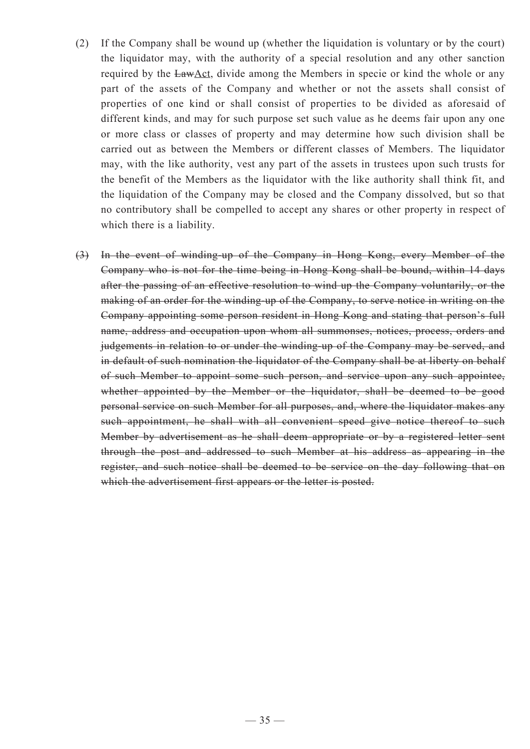(2) If the Company shall be wound up (whether the liquidation is voluntary or by the court) the liquidator may, with the authority of a special resolution and any other sanction required by the ~~Law~~<u>Act</u>, divide among the Members in specie or kind the whole or any part of the assets of the Company and whether or not the assets shall consist of properties of one kind or shall consist of properties to be divided as aforesaid of different kinds, and may for such purpose set such value as he deems fair upon any one or more class or classes of property and may determine how such division shall be carried out as between the Members or different classes of Members. The liquidator may, with the like authority, vest any part of the assets in trustees upon such trusts for the benefit of the Members as the liquidator with the like authority shall think fit, and the liquidation of the Company may be closed and the Company dissolved, but so that no contributory shall be compelled to accept any shares or other property in respect of which there is a liability.

~~(3) In the event of winding-up of the Company in Hong Kong, every Member of the Company who is not for the time being in Hong Kong shall be bound, within 14 days after the passing of an effective resolution to wind up the Company voluntarily, or the making of an order for the winding-up of the Company, to serve notice in writing on the Company appointing some person resident in Hong Kong and stating that person's full name, address and occupation upon whom all summonses, notices, process, orders and judgements in relation to or under the winding-up of the Company may be served, and in default of such nomination the liquidator of the Company shall be at liberty on behalf of such Member to appoint some such person, and service upon any such appointee, whether appointed by the Member or the liquidator, shall be deemed to be good personal service on such Member for all purposes, and, where the liquidator makes any such appointment, he shall with all convenient speed give notice thereof to such Member by advertisement as he shall deem appropriate or by a registered letter sent through the post and addressed to such Member at his address as appearing in the register, and such notice shall be deemed to be service on the day following that on which the advertisement first appears or the letter is posted.~~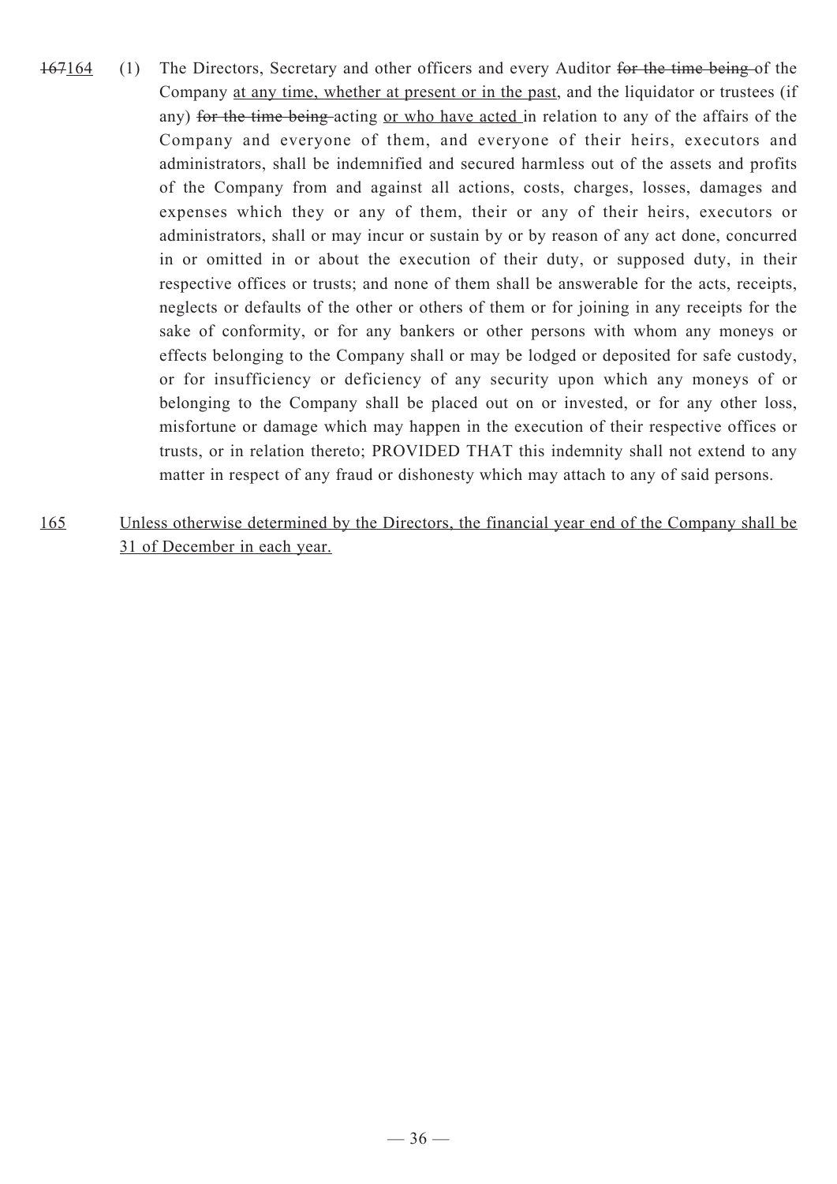~~167~~<u>164</u> (1) The Directors, Secretary and other officers and every Auditor ~~for the time being~~ of the Company <u>at any time, whether at present or in the past</u>, and the liquidator or trustees (if any) ~~for the time being~~ acting <u>or who have acted</u> in relation to any of the affairs of the Company and everyone of them, and everyone of their heirs, executors and administrators, shall be indemnified and secured harmless out of the assets and profits of the Company from and against all actions, costs, charges, losses, damages and expenses which they or any of them, their or any of their heirs, executors or administrators, shall or may incur or sustain by or by reason of any act done, concurred in or omitted in or about the execution of their duty, or supposed duty, in their respective offices or trusts; and none of them shall be answerable for the acts, receipts, neglects or defaults of the other or others of them or for joining in any receipts for the sake of conformity, or for any bankers or other persons with whom any moneys or effects belonging to the Company shall or may be lodged or deposited for safe custody, or for insufficiency or deficiency of any security upon which any moneys of or belonging to the Company shall be placed out on or invested, or for any other loss, misfortune or damage which may happen in the execution of their respective offices or trusts, or in relation thereto; PROVIDED THAT this indemnity shall not extend to any matter in respect of any fraud or dishonesty which may attach to any of said persons.

<u>165</u> <u>Unless otherwise determined by the Directors, the financial year end of the Company shall be 31 of December in each year.</u>